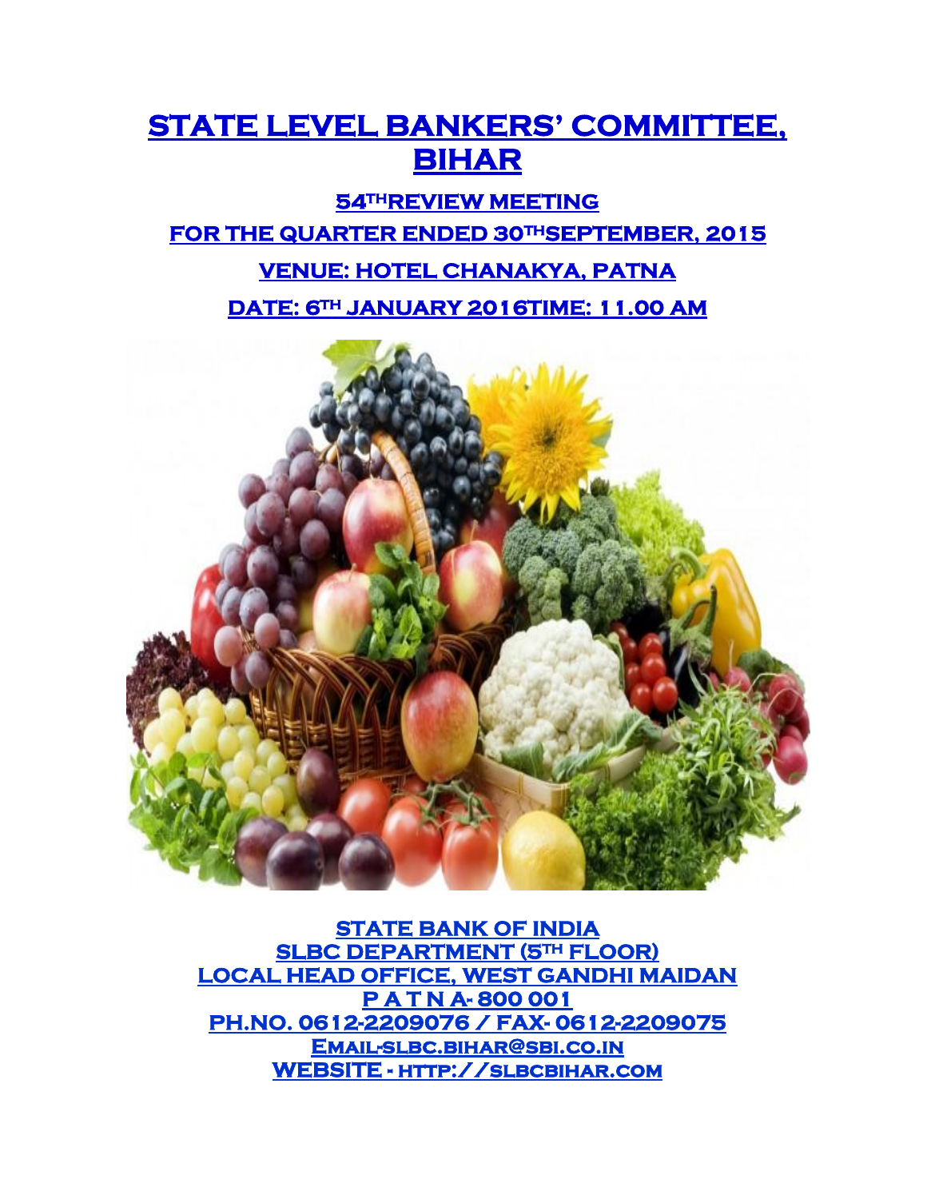# STATE LEVEL BANKERS' COMMITTEE, BIHAR

## 54TH REVIEW MEETING

## FOR THE QUARTER ENDED 30TH SEPTEMBER, 2015

## VENUE: HOTEL CHANAKYA, PATNA

## DATE: 6TH JANUARY 2016 TIME: 11.00 AM

**STATE BANK OF INDIA**
**SLBC DEPARTMENT (5TH FLOOR)**
**LOCAL HEAD OFFICE, WEST GANDHI MAIDAN**
**P A T N A- 800 001**
**PH.NO. 0612-2209076 / FAX- 0612-2209075**
**EMAIL-SLBC.BIHAR@SBI.CO.IN**
**WEBSITE - HTTP://SLBCBIHAR.COM**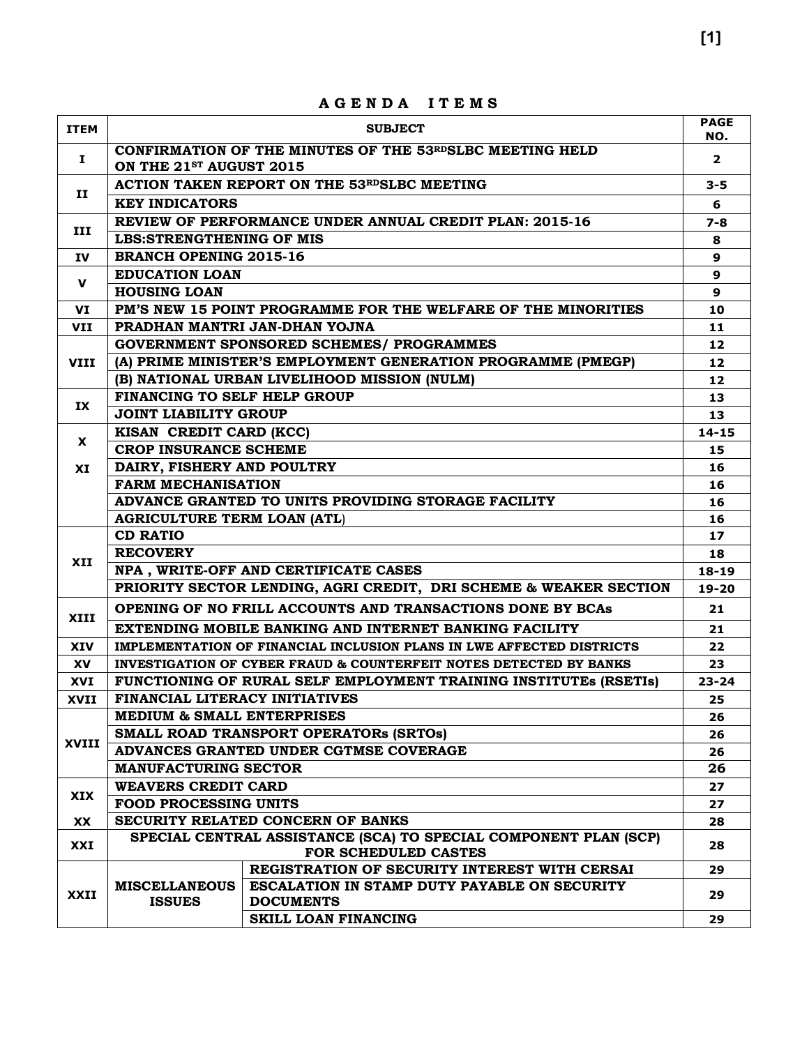# AGENDA ITEMS

| ITEM | SUBJECT | | PAGE NO. |
|---|---|---|---|
| I | CONFIRMATION OF THE MINUTES OF THE 53RD SLBC MEETING HELD ON THE 21ST AUGUST 2015 | | 2 |
| II | ACTION TAKEN REPORT ON THE 53RD SLBC MEETING | | 3-5 |
| | KEY INDICATORS | | 6 |
| III | REVIEW OF PERFORMANCE UNDER ANNUAL CREDIT PLAN: 2015-16 | | 7-8 |
| | LBS:STRENGTHENING OF MIS | | 8 |
| IV | BRANCH OPENING 2015-16 | | 9 |
| V | EDUCATION LOAN | | 9 |
| | HOUSING LOAN | | 9 |
| VI | PM'S NEW 15 POINT PROGRAMME FOR THE WELFARE OF THE MINORITIES | | 10 |
| VII | PRADHAN MANTRI JAN-DHAN YOJNA | | 11 |
| VIII | GOVERNMENT SPONSORED SCHEMES/ PROGRAMMES | | 12 |
| | (A) PRIME MINISTER'S EMPLOYMENT GENERATION PROGRAMME (PMEGP) | | 12 |
| | (B) NATIONAL URBAN LIVELIHOOD MISSION (NULM) | | 12 |
| IX | FINANCING TO SELF HELP GROUP | | 13 |
| | JOINT LIABILITY GROUP | | 13 |
| X | KISAN CREDIT CARD (KCC) | | 14-15 |
| | CROP INSURANCE SCHEME | | 15 |
| XI | DAIRY, FISHERY AND POULTRY | | 16 |
| | FARM MECHANISATION | | 16 |
| | ADVANCE GRANTED TO UNITS PROVIDING STORAGE FACILITY | | 16 |
| | AGRICULTURE TERM LOAN (ATL) | | 16 |
| XII | CD RATIO | | 17 |
| | RECOVERY | | 18 |
| | NPA , WRITE-OFF AND CERTIFICATE CASES | | 18-19 |
| | PRIORITY SECTOR LENDING, AGRI CREDIT, DRI SCHEME & WEAKER SECTION | | 19-20 |
| XIII | OPENING OF NO FRILL ACCOUNTS AND TRANSACTIONS DONE BY BCAs | | 21 |
| | EXTENDING MOBILE BANKING AND INTERNET BANKING FACILITY | | 21 |
| XIV | IMPLEMENTATION OF FINANCIAL INCLUSION PLANS IN LWE AFFECTED DISTRICTS | | 22 |
| XV | INVESTIGATION OF CYBER FRAUD & COUNTERFEIT NOTES DETECTED BY BANKS | | 23 |
| XVI | FUNCTIONING OF RURAL SELF EMPLOYMENT TRAINING INSTITUTEs (RSETIs) | | 23-24 |
| XVII | FINANCIAL LITERACY INITIATIVES | | 25 |
| XVIII | MEDIUM & SMALL ENTERPRISES | | 26 |
| | SMALL ROAD TRANSPORT OPERATORs (SRTOs) | | 26 |
| | ADVANCES GRANTED UNDER CGTMSE COVERAGE | | 26 |
| | MANUFACTURING SECTOR | | 26 |
| XIX | WEAVERS CREDIT CARD | | 27 |
| | FOOD PROCESSING UNITS | | 27 |
| XX | SECURITY RELATED CONCERN OF BANKS | | 28 |
| XXI | SPECIAL CENTRAL ASSISTANCE (SCA) TO SPECIAL COMPONENT PLAN (SCP) FOR SCHEDULED CASTES | | 28 |
| XXII | MISCELLANEOUS ISSUES | REGISTRATION OF SECURITY INTEREST WITH CERSAI | 29 |
| | | ESCALATION IN STAMP DUTY PAYABLE ON SECURITY DOCUMENTS | 29 |
| | | SKILL LOAN FINANCING | 29 |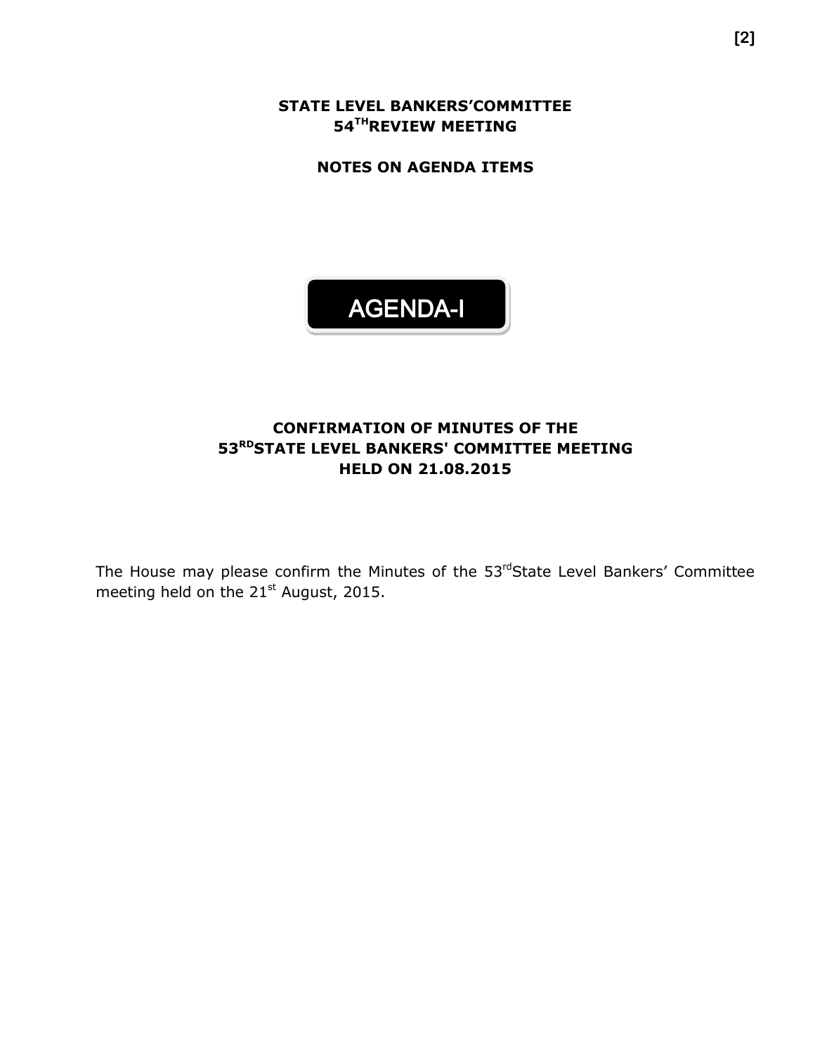**STATE LEVEL BANKERS'COMMITTEE**
**54TH REVIEW MEETING**

**NOTES ON AGENDA ITEMS**

# AGENDA-I

## CONFIRMATION OF MINUTES OF THE 53RD STATE LEVEL BANKERS' COMMITTEE MEETING HELD ON 21.08.2015

The House may please confirm the Minutes of the 53rd State Level Bankers' Committee meeting held on the 21st August, 2015.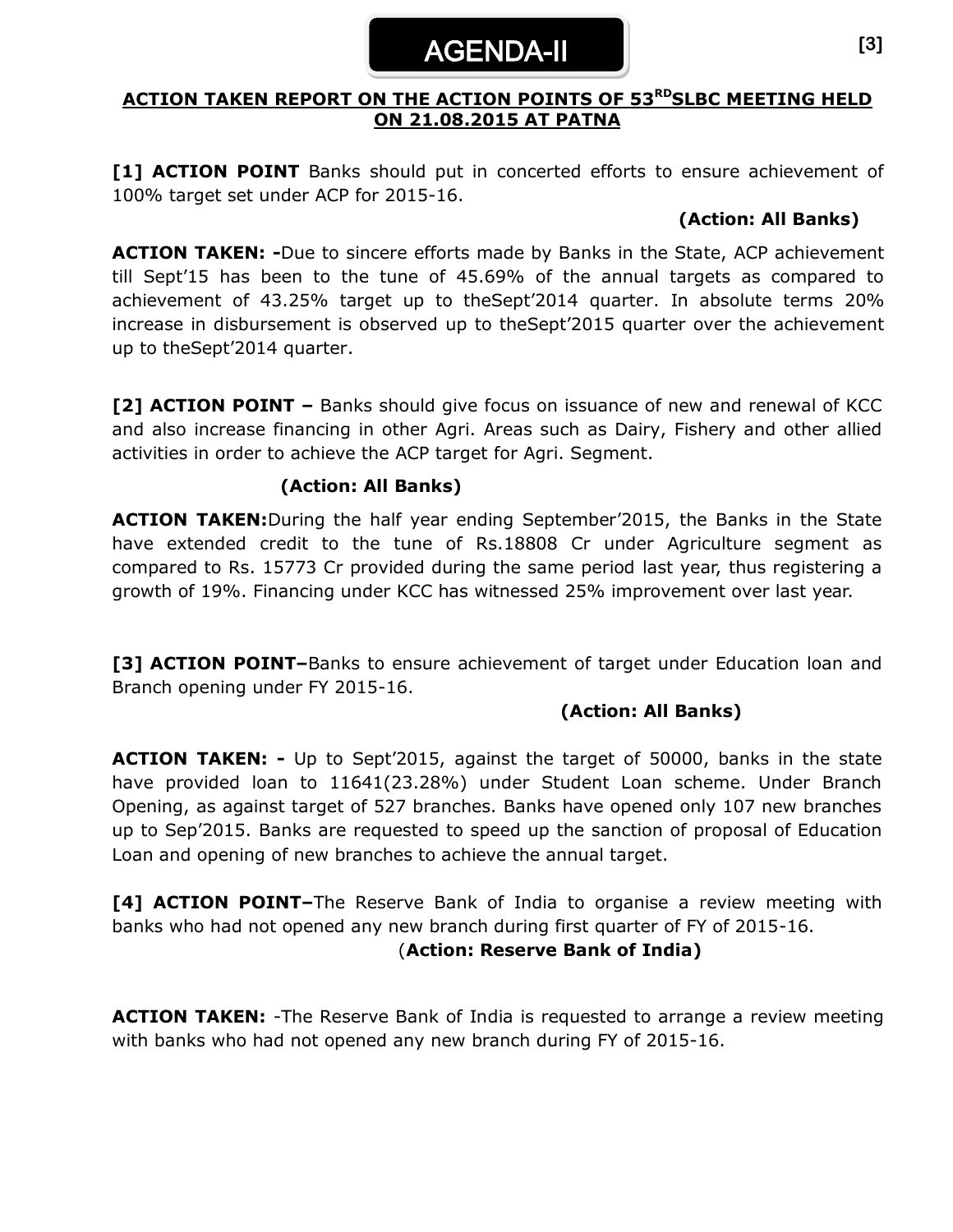# AGENDA-II

## ACTION TAKEN REPORT ON THE ACTION POINTS OF 53RD SLBC MEETING HELD ON 21.08.2015 AT PATNA

**[1] ACTION POINT** Banks should put in concerted efforts to ensure achievement of 100% target set under ACP for 2015-16.

**(Action: All Banks)**

**ACTION TAKEN: -**Due to sincere efforts made by Banks in the State, ACP achievement till Sept'15 has been to the tune of 45.69% of the annual targets as compared to achievement of 43.25% target up to theSept'2014 quarter. In absolute terms 20% increase in disbursement is observed up to theSept'2015 quarter over the achievement up to theSept'2014 quarter.

**[2] ACTION POINT –** Banks should give focus on issuance of new and renewal of KCC and also increase financing in other Agri. Areas such as Dairy, Fishery and other allied activities in order to achieve the ACP target for Agri. Segment.

**(Action: All Banks)**

**ACTION TAKEN:**During the half year ending September'2015, the Banks in the State have extended credit to the tune of Rs.18808 Cr under Agriculture segment as compared to Rs. 15773 Cr provided during the same period last year, thus registering a growth of 19%. Financing under KCC has witnessed 25% improvement over last year.

**[3] ACTION POINT–**Banks to ensure achievement of target under Education loan and Branch opening under FY 2015-16.

**(Action: All Banks)**

**ACTION TAKEN: -** Up to Sept'2015, against the target of 50000, banks in the state have provided loan to 11641(23.28%) under Student Loan scheme. Under Branch Opening, as against target of 527 branches. Banks have opened only 107 new branches up to Sep'2015. Banks are requested to speed up the sanction of proposal of Education Loan and opening of new branches to achieve the annual target.

**[4] ACTION POINT–**The Reserve Bank of India to organise a review meeting with banks who had not opened any new branch during first quarter of FY of 2015-16.

(**Action: Reserve Bank of India)**

**ACTION TAKEN:** -The Reserve Bank of India is requested to arrange a review meeting with banks who had not opened any new branch during FY of 2015-16.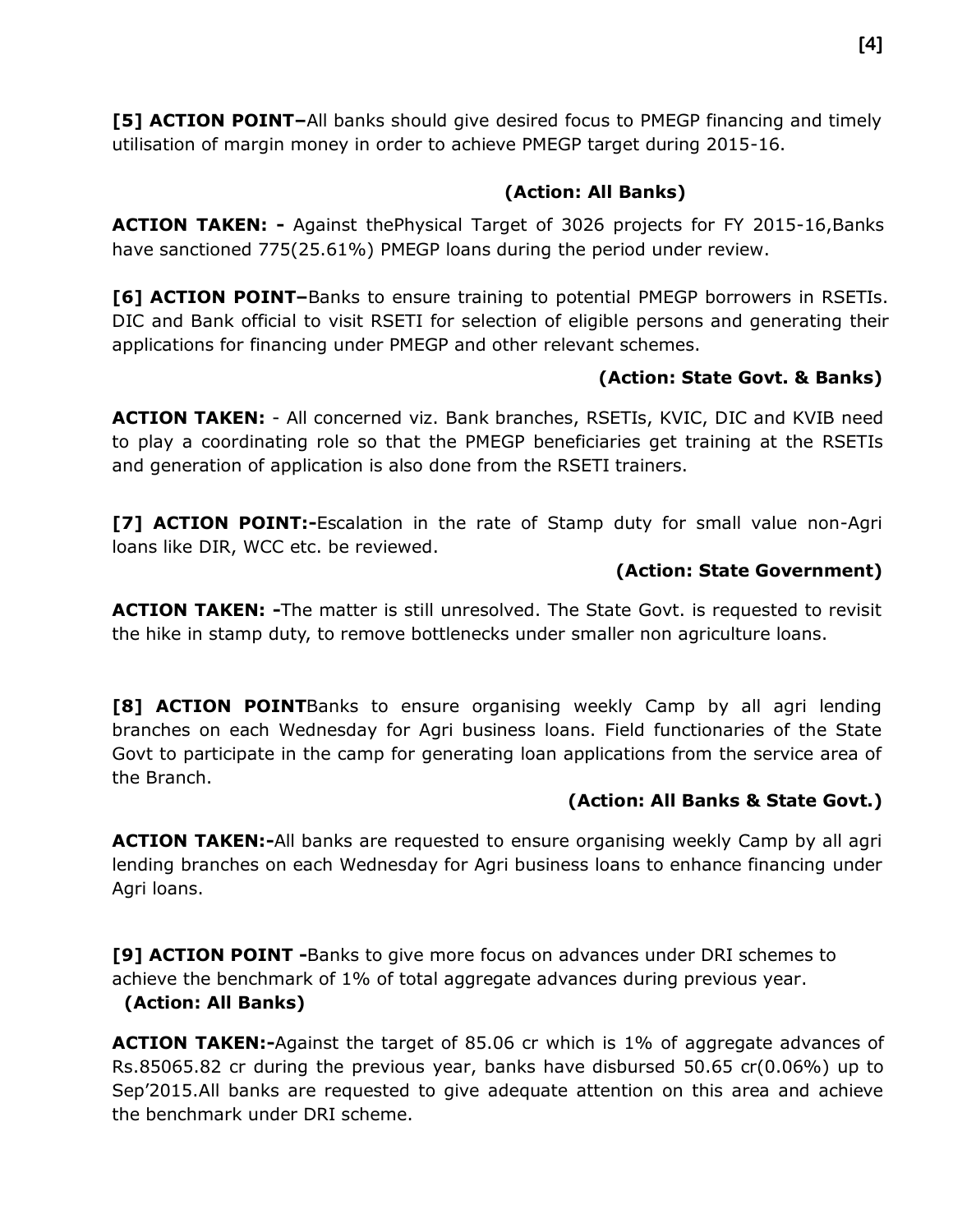**[5] ACTION POINT–**All banks should give desired focus to PMEGP financing and timely utilisation of margin money in order to achieve PMEGP target during 2015-16.

**(Action: All Banks)**

**ACTION TAKEN: -** Against thePhysical Target of 3026 projects for FY 2015-16,Banks have sanctioned 775(25.61%) PMEGP loans during the period under review.

**[6] ACTION POINT–**Banks to ensure training to potential PMEGP borrowers in RSETIs. DIC and Bank official to visit RSETI for selection of eligible persons and generating their applications for financing under PMEGP and other relevant schemes.

**(Action: State Govt. & Banks)**

**ACTION TAKEN:** - All concerned viz. Bank branches, RSETIs, KVIC, DIC and KVIB need to play a coordinating role so that the PMEGP beneficiaries get training at the RSETIs and generation of application is also done from the RSETI trainers.

**[7] ACTION POINT:-**Escalation in the rate of Stamp duty for small value non-Agri loans like DIR, WCC etc. be reviewed.

**(Action: State Government)**

**ACTION TAKEN: -**The matter is still unresolved. The State Govt. is requested to revisit the hike in stamp duty, to remove bottlenecks under smaller non agriculture loans.

**[8] ACTION POINT**Banks to ensure organising weekly Camp by all agri lending branches on each Wednesday for Agri business loans. Field functionaries of the State Govt to participate in the camp for generating loan applications from the service area of the Branch.

**(Action: All Banks & State Govt.)**

**ACTION TAKEN:-**All banks are requested to ensure organising weekly Camp by all agri lending branches on each Wednesday for Agri business loans to enhance financing under Agri loans.

**[9] ACTION POINT -**Banks to give more focus on advances under DRI schemes to achieve the benchmark of 1% of total aggregate advances during previous year.
**(Action: All Banks)**

**ACTION TAKEN:-**Against the target of 85.06 cr which is 1% of aggregate advances of Rs.85065.82 cr during the previous year, banks have disbursed 50.65 cr(0.06%) up to Sep'2015.All banks are requested to give adequate attention on this area and achieve the benchmark under DRI scheme.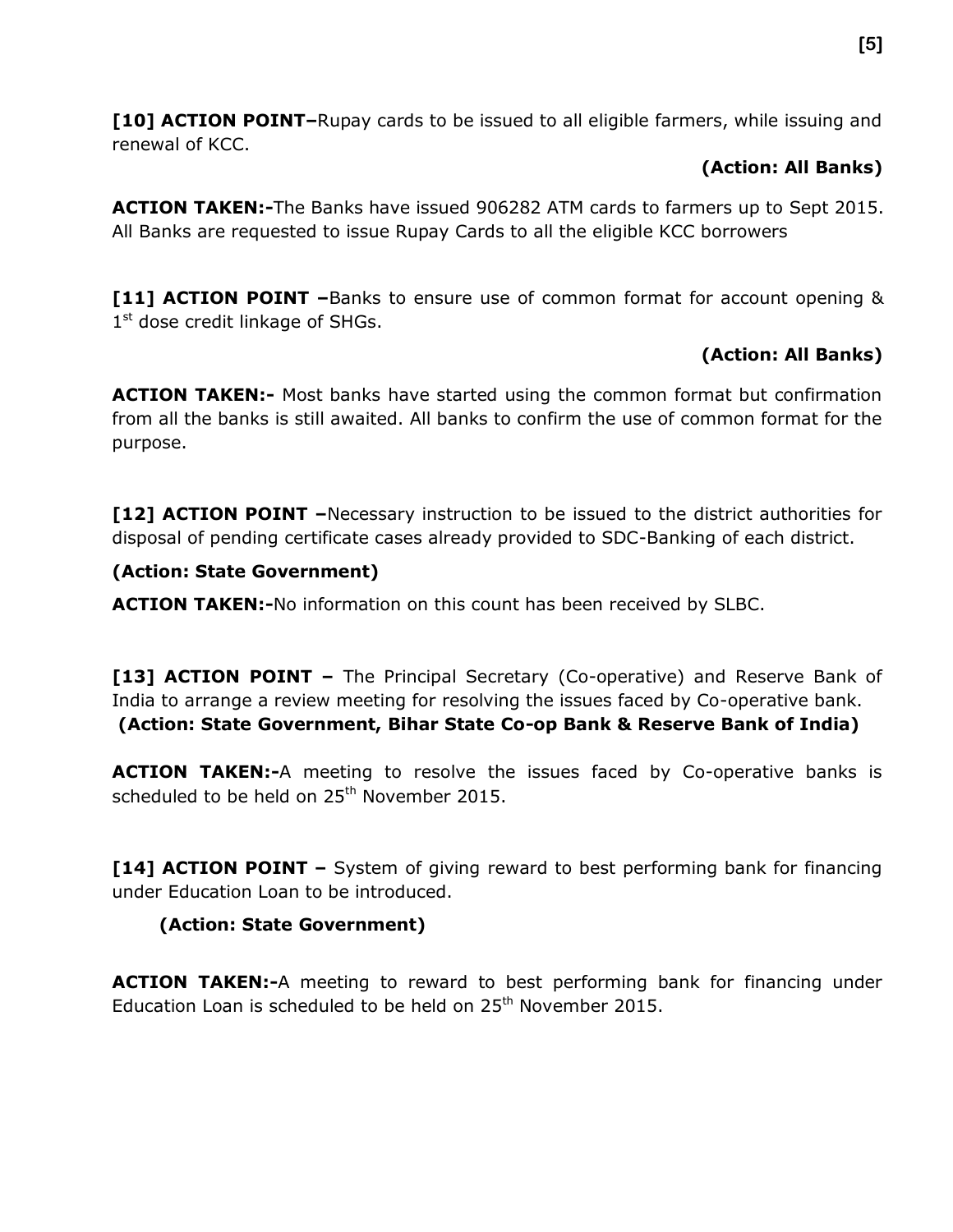**[10] ACTION POINT–**Rupay cards to be issued to all eligible farmers, while issuing and renewal of KCC.

**(Action: All Banks)**

**ACTION TAKEN:-**The Banks have issued 906282 ATM cards to farmers up to Sept 2015. All Banks are requested to issue Rupay Cards to all the eligible KCC borrowers

**[11] ACTION POINT –**Banks to ensure use of common format for account opening & 1st dose credit linkage of SHGs.

**(Action: All Banks)**

**ACTION TAKEN:-** Most banks have started using the common format but confirmation from all the banks is still awaited. All banks to confirm the use of common format for the purpose.

**[12] ACTION POINT –**Necessary instruction to be issued to the district authorities for disposal of pending certificate cases already provided to SDC-Banking of each district.

**(Action: State Government)**

**ACTION TAKEN:-**No information on this count has been received by SLBC.

**[13] ACTION POINT –** The Principal Secretary (Co-operative) and Reserve Bank of India to arrange a review meeting for resolving the issues faced by Co-operative bank.
**(Action: State Government, Bihar State Co-op Bank & Reserve Bank of India)**

**ACTION TAKEN:-**A meeting to resolve the issues faced by Co-operative banks is scheduled to be held on 25th November 2015.

**[14] ACTION POINT –** System of giving reward to best performing bank for financing under Education Loan to be introduced.

**(Action: State Government)**

**ACTION TAKEN:-**A meeting to reward to best performing bank for financing under Education Loan is scheduled to be held on 25th November 2015.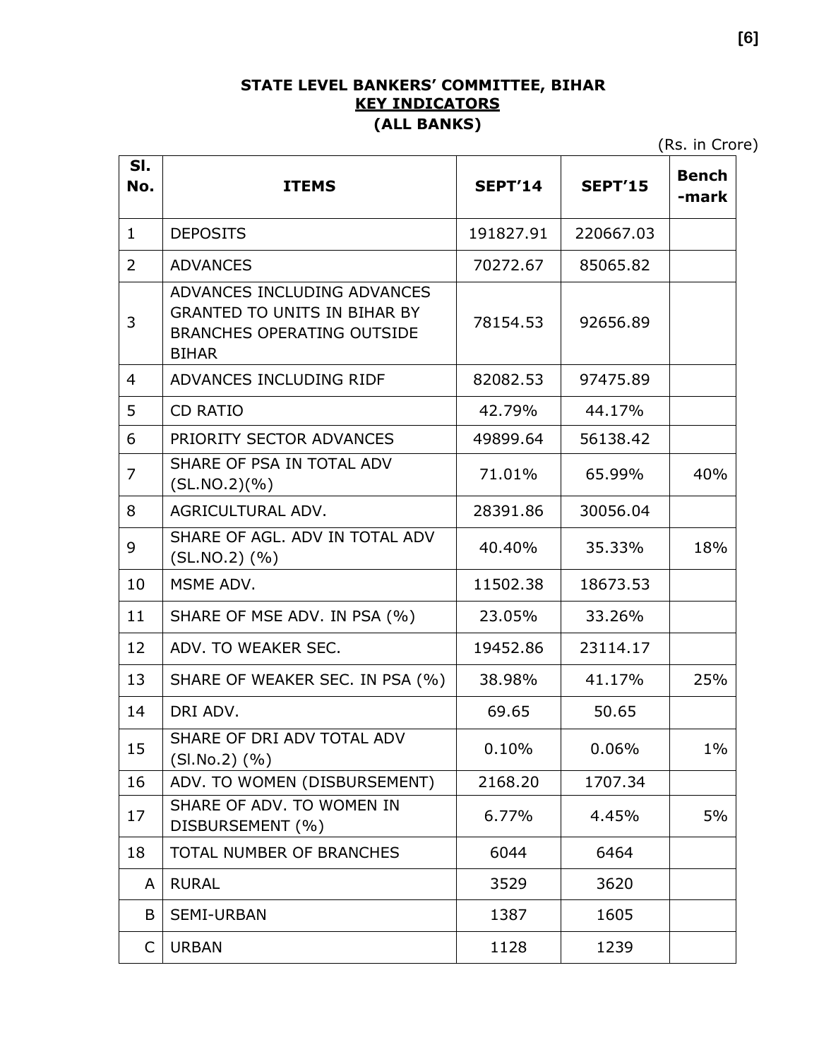**STATE LEVEL BANKERS' COMMITTEE, BIHAR**

**KEY INDICATORS**

**(ALL BANKS)**

(Rs. in Crore)

| Sl. No. | ITEMS | SEPT'14 | SEPT'15 | Bench -mark |
|---|---|---|---|---|
| 1 | DEPOSITS | 191827.91 | 220667.03 | |
| 2 | ADVANCES | 70272.67 | 85065.82 | |
| 3 | ADVANCES INCLUDING ADVANCES GRANTED TO UNITS IN BIHAR BY BRANCHES OPERATING OUTSIDE BIHAR | 78154.53 | 92656.89 | |
| 4 | ADVANCES INCLUDING RIDF | 82082.53 | 97475.89 | |
| 5 | CD RATIO | 42.79% | 44.17% | |
| 6 | PRIORITY SECTOR ADVANCES | 49899.64 | 56138.42 | |
| 7 | SHARE OF PSA IN TOTAL ADV (SL.NO.2)(%) | 71.01% | 65.99% | 40% |
| 8 | AGRICULTURAL ADV. | 28391.86 | 30056.04 | |
| 9 | SHARE OF AGL. ADV IN TOTAL ADV (SL.NO.2) (%) | 40.40% | 35.33% | 18% |
| 10 | MSME ADV. | 11502.38 | 18673.53 | |
| 11 | SHARE OF MSE ADV. IN PSA (%) | 23.05% | 33.26% | |
| 12 | ADV. TO WEAKER SEC. | 19452.86 | 23114.17 | |
| 13 | SHARE OF WEAKER SEC. IN PSA (%) | 38.98% | 41.17% | 25% |
| 14 | DRI ADV. | 69.65 | 50.65 | |
| 15 | SHARE OF DRI ADV TOTAL ADV (Sl.No.2) (%) | 0.10% | 0.06% | 1% |
| 16 | ADV. TO WOMEN (DISBURSEMENT) | 2168.20 | 1707.34 | |
| 17 | SHARE OF ADV. TO WOMEN IN DISBURSEMENT (%) | 6.77% | 4.45% | 5% |
| 18 | TOTAL NUMBER OF BRANCHES | 6044 | 6464 | |
| A | RURAL | 3529 | 3620 | |
| B | SEMI-URBAN | 1387 | 1605 | |
| C | URBAN | 1128 | 1239 | |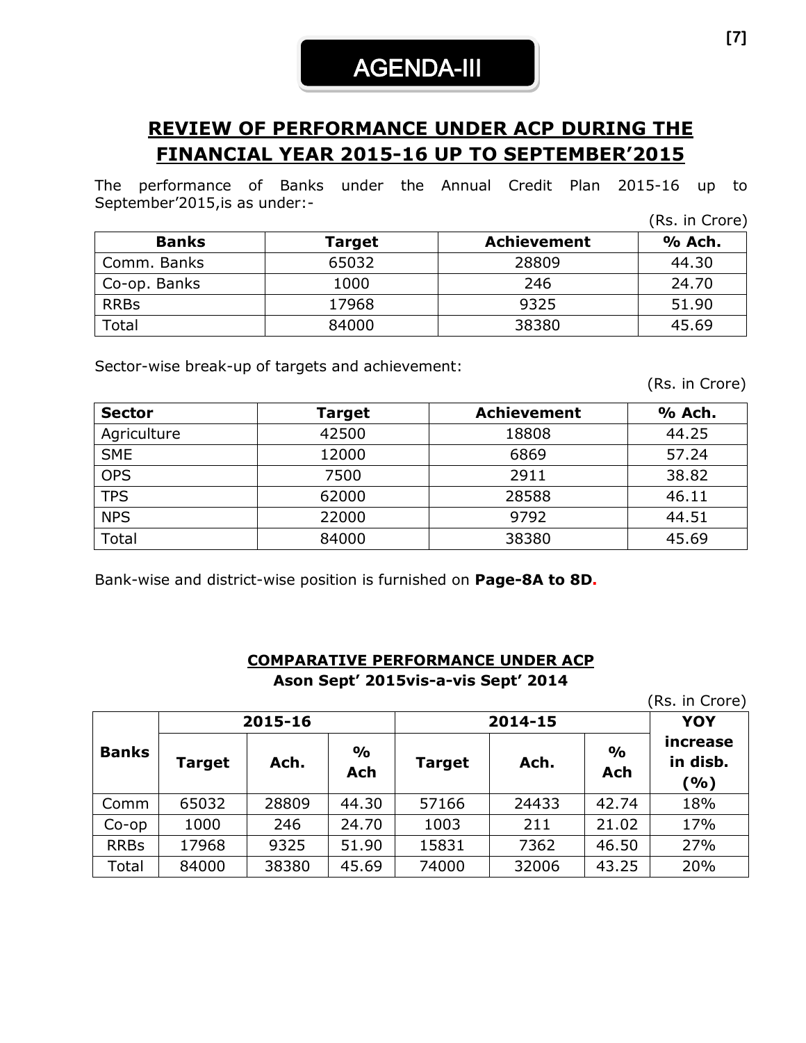# AGENDA-III

## REVIEW OF PERFORMANCE UNDER ACP DURING THE FINANCIAL YEAR 2015-16 UP TO SEPTEMBER'2015

The performance of Banks under the Annual Credit Plan 2015-16 up to September'2015,is as under:-

(Rs. in Crore)

| Banks | Target | Achievement | % Ach. |
|---|---|---|---|
| Comm. Banks | 65032 | 28809 | 44.30 |
| Co-op. Banks | 1000 | 246 | 24.70 |
| RRBs | 17968 | 9325 | 51.90 |
| Total | 84000 | 38380 | 45.69 |

Sector-wise break-up of targets and achievement:

(Rs. in Crore)

| Sector | Target | Achievement | % Ach. |
|---|---|---|---|
| Agriculture | 42500 | 18808 | 44.25 |
| SME | 12000 | 6869 | 57.24 |
| OPS | 7500 | 2911 | 38.82 |
| TPS | 62000 | 28588 | 46.11 |
| NPS | 22000 | 9792 | 44.51 |
| Total | 84000 | 38380 | 45.69 |

Bank-wise and district-wise position is furnished on **Page-8A to 8D.**

### COMPARATIVE PERFORMANCE UNDER ACP

**Ason Sept' 2015vis-a-vis Sept' 2014**

(Rs. in Crore)

| Banks | 2015-16 | | | 2014-15 | | | YOY increase in disb. (%) |
|---|---|---|---|---|---|---|---|
| | Target | Ach. | % Ach | Target | Ach. | % Ach | |
| Comm | 65032 | 28809 | 44.30 | 57166 | 24433 | 42.74 | 18% |
| Co-op | 1000 | 246 | 24.70 | 1003 | 211 | 21.02 | 17% |
| RRBs | 17968 | 9325 | 51.90 | 15831 | 7362 | 46.50 | 27% |
| Total | 84000 | 38380 | 45.69 | 74000 | 32006 | 43.25 | 20% |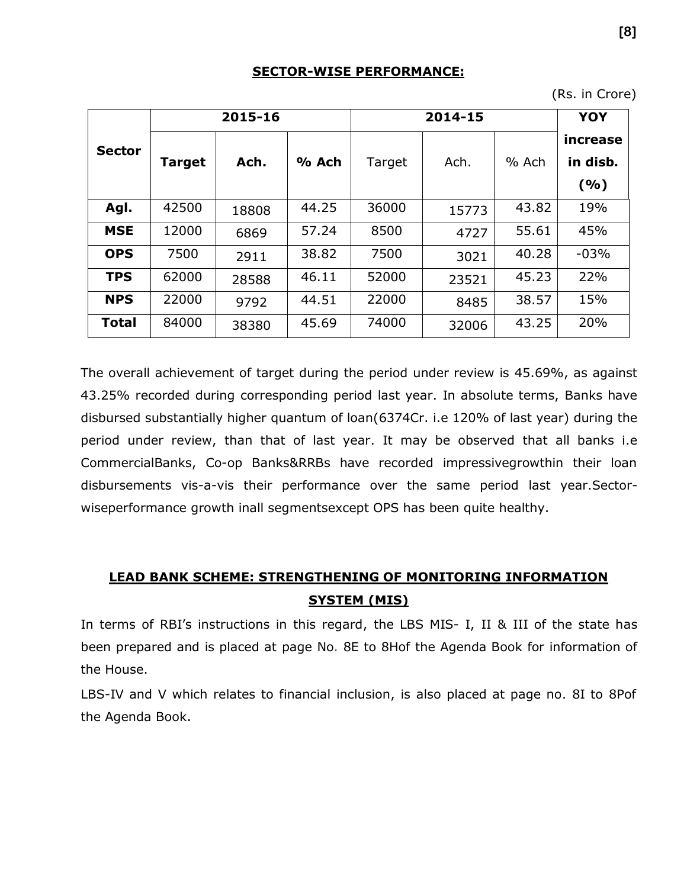## SECTOR-WISE PERFORMANCE:

(Rs. in Crore)

| Sector | 2015-16 | | | 2014-15 | | | YOY increase in disb. (%) |
|---|---|---|---|---|---|---|---|
| | Target | Ach. | % Ach | Target | Ach. | % Ach | |
| Agl. | 42500 | 18808 | 44.25 | 36000 | 15773 | 43.82 | 19% |
| MSE | 12000 | 6869 | 57.24 | 8500 | 4727 | 55.61 | 45% |
| OPS | 7500 | 2911 | 38.82 | 7500 | 3021 | 40.28 | -03% |
| TPS | 62000 | 28588 | 46.11 | 52000 | 23521 | 45.23 | 22% |
| NPS | 22000 | 9792 | 44.51 | 22000 | 8485 | 38.57 | 15% |
| Total | 84000 | 38380 | 45.69 | 74000 | 32006 | 43.25 | 20% |

The overall achievement of target during the period under review is 45.69%, as against 43.25% recorded during corresponding period last year. In absolute terms, Banks have disbursed substantially higher quantum of loan(6374Cr. i.e 120% of last year) during the period under review, than that of last year. It may be observed that all banks i.e CommercialBanks, Co-op Banks&RRBs have recorded impressivegrowthin their loan disbursements vis-a-vis their performance over the same period last year.Sector-wiseperformance growth inall segmentsexcept OPS has been quite healthy.

## LEAD BANK SCHEME: STRENGTHENING OF MONITORING INFORMATION SYSTEM (MIS)

In terms of RBI's instructions in this regard, the LBS MIS- I, II & III of the state has been prepared and is placed at page No. 8E to 8Hof the Agenda Book for information of the House.

LBS-IV and V which relates to financial inclusion, is also placed at page no. 8I to 8Pof the Agenda Book.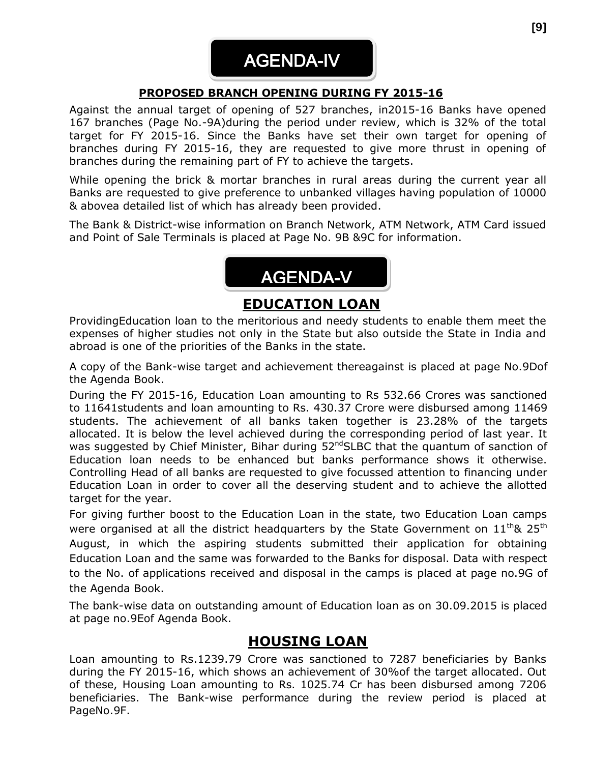# AGENDA-IV

**PROPOSED BRANCH OPENING DURING FY 2015-16**

Against the annual target of opening of 527 branches, in2015-16 Banks have opened 167 branches (Page No.-9A)during the period under review, which is 32% of the total target for FY 2015-16. Since the Banks have set their own target for opening of branches during FY 2015-16, they are requested to give more thrust in opening of branches during the remaining part of FY to achieve the targets.

While opening the brick & mortar branches in rural areas during the current year all Banks are requested to give preference to unbanked villages having population of 10000 & abovea detailed list of which has already been provided.

The Bank & District-wise information on Branch Network, ATM Network, ATM Card issued and Point of Sale Terminals is placed at Page No. 9B &9C for information.

# AGENDA-V

## EDUCATION LOAN

ProvidingEducation loan to the meritorious and needy students to enable them meet the expenses of higher studies not only in the State but also outside the State in India and abroad is one of the priorities of the Banks in the state.

A copy of the Bank-wise target and achievement thereagainst is placed at page No.9Dof the Agenda Book.

During the FY 2015-16, Education Loan amounting to Rs 532.66 Crores was sanctioned to 11641students and loan amounting to Rs. 430.37 Crore were disbursed among 11469 students. The achievement of all banks taken together is 23.28% of the targets allocated. It is below the level achieved during the corresponding period of last year. It was suggested by Chief Minister, Bihar during 52ndSLBC that the quantum of sanction of Education loan needs to be enhanced but banks performance shows it otherwise. Controlling Head of all banks are requested to give focussed attention to financing under Education Loan in order to cover all the deserving student and to achieve the allotted target for the year.

For giving further boost to the Education Loan in the state, two Education Loan camps were organised at all the district headquarters by the State Government on 11th& 25th August, in which the aspiring students submitted their application for obtaining Education Loan and the same was forwarded to the Banks for disposal. Data with respect to the No. of applications received and disposal in the camps is placed at page no.9G of the Agenda Book.

The bank-wise data on outstanding amount of Education loan as on 30.09.2015 is placed at page no.9Eof Agenda Book.

## HOUSING LOAN

Loan amounting to Rs.1239.79 Crore was sanctioned to 7287 beneficiaries by Banks during the FY 2015-16, which shows an achievement of 30%of the target allocated. Out of these, Housing Loan amounting to Rs. 1025.74 Cr has been disbursed among 7206 beneficiaries. The Bank-wise performance during the review period is placed at PageNo.9F.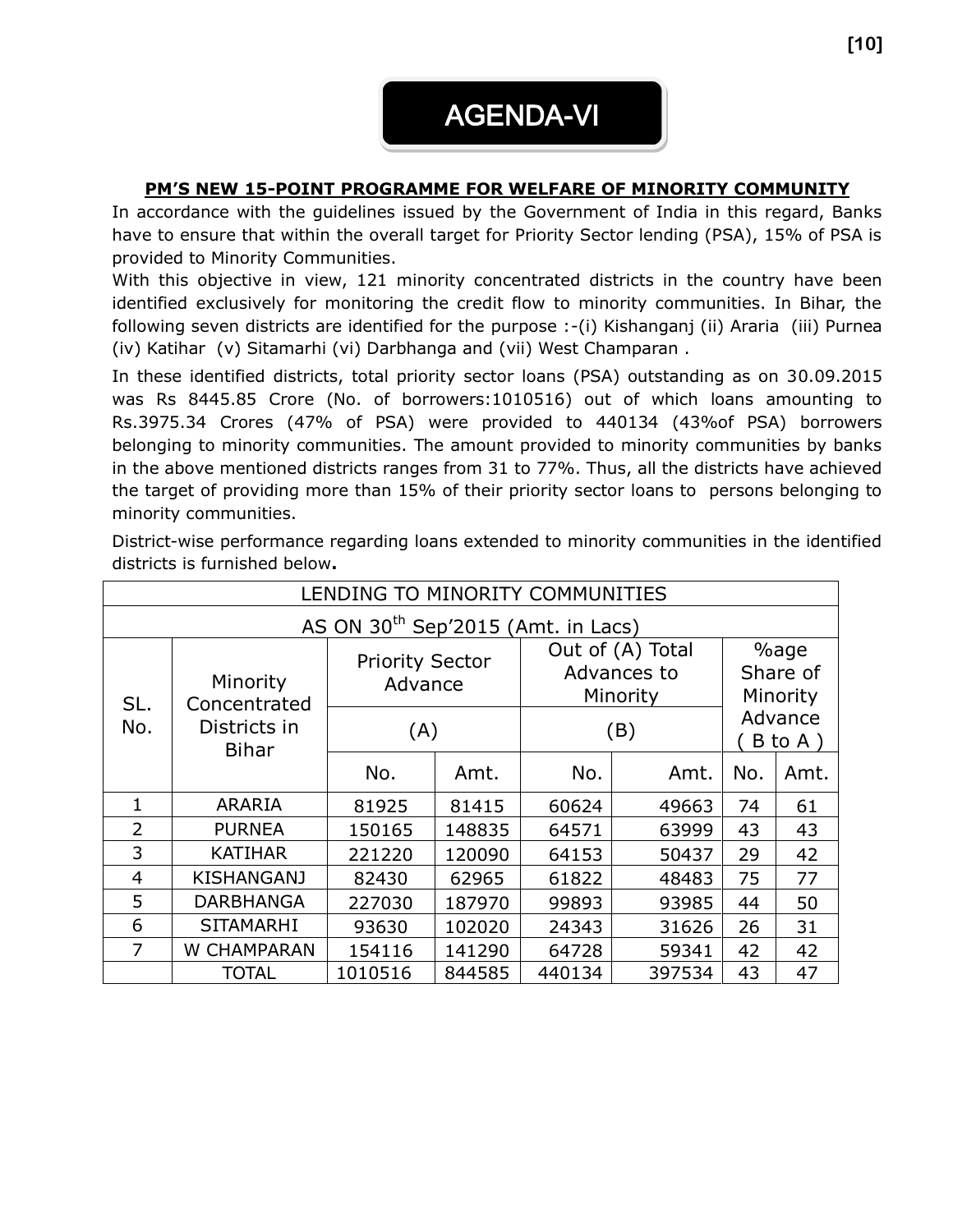# AGENDA-VI

## PM'S NEW 15-POINT PROGRAMME FOR WELFARE OF MINORITY COMMUNITY

In accordance with the guidelines issued by the Government of India in this regard, Banks have to ensure that within the overall target for Priority Sector lending (PSA), 15% of PSA is provided to Minority Communities.

With this objective in view, 121 minority concentrated districts in the country have been identified exclusively for monitoring the credit flow to minority communities. In Bihar, the following seven districts are identified for the purpose :-(i) Kishanganj (ii) Araria (iii) Purnea (iv) Katihar (v) Sitamarhi (vi) Darbhanga and (vii) West Champaran .

In these identified districts, total priority sector loans (PSA) outstanding as on 30.09.2015 was Rs 8445.85 Crore (No. of borrowers:1010516) out of which loans amounting to Rs.3975.34 Crores (47% of PSA) were provided to 440134 (43%of PSA) borrowers belonging to minority communities. The amount provided to minority communities by banks in the above mentioned districts ranges from 31 to 77%. Thus, all the districts have achieved the target of providing more than 15% of their priority sector loans to persons belonging to minority communities.

District-wise performance regarding loans extended to minority communities in the identified districts is furnished below**.**

| LENDING TO MINORITY COMMUNITIES | | | | | | | |
|---|---|---|---|---|---|---|---|
| AS ON 30th Sep'2015 (Amt. in Lacs) | | | | | | | |
| SL. No. | Minority Concentrated Districts in Bihar | Priority Sector Advance (A) | | Out of (A) Total Advances to Minority (B) | | %age Share of Minority Advance ( B to A ) | |
| | | No. | Amt. | No. | Amt. | No. | Amt. |
| 1 | ARARIA | 81925 | 81415 | 60624 | 49663 | 74 | 61 |
| 2 | PURNEA | 150165 | 148835 | 64571 | 63999 | 43 | 43 |
| 3 | KATIHAR | 221220 | 120090 | 64153 | 50437 | 29 | 42 |
| 4 | KISHANGANJ | 82430 | 62965 | 61822 | 48483 | 75 | 77 |
| 5 | DARBHANGA | 227030 | 187970 | 99893 | 93985 | 44 | 50 |
| 6 | SITAMARHI | 93630 | 102020 | 24343 | 31626 | 26 | 31 |
| 7 | W CHAMPARAN | 154116 | 141290 | 64728 | 59341 | 42 | 42 |
| | TOTAL | 1010516 | 844585 | 440134 | 397534 | 43 | 47 |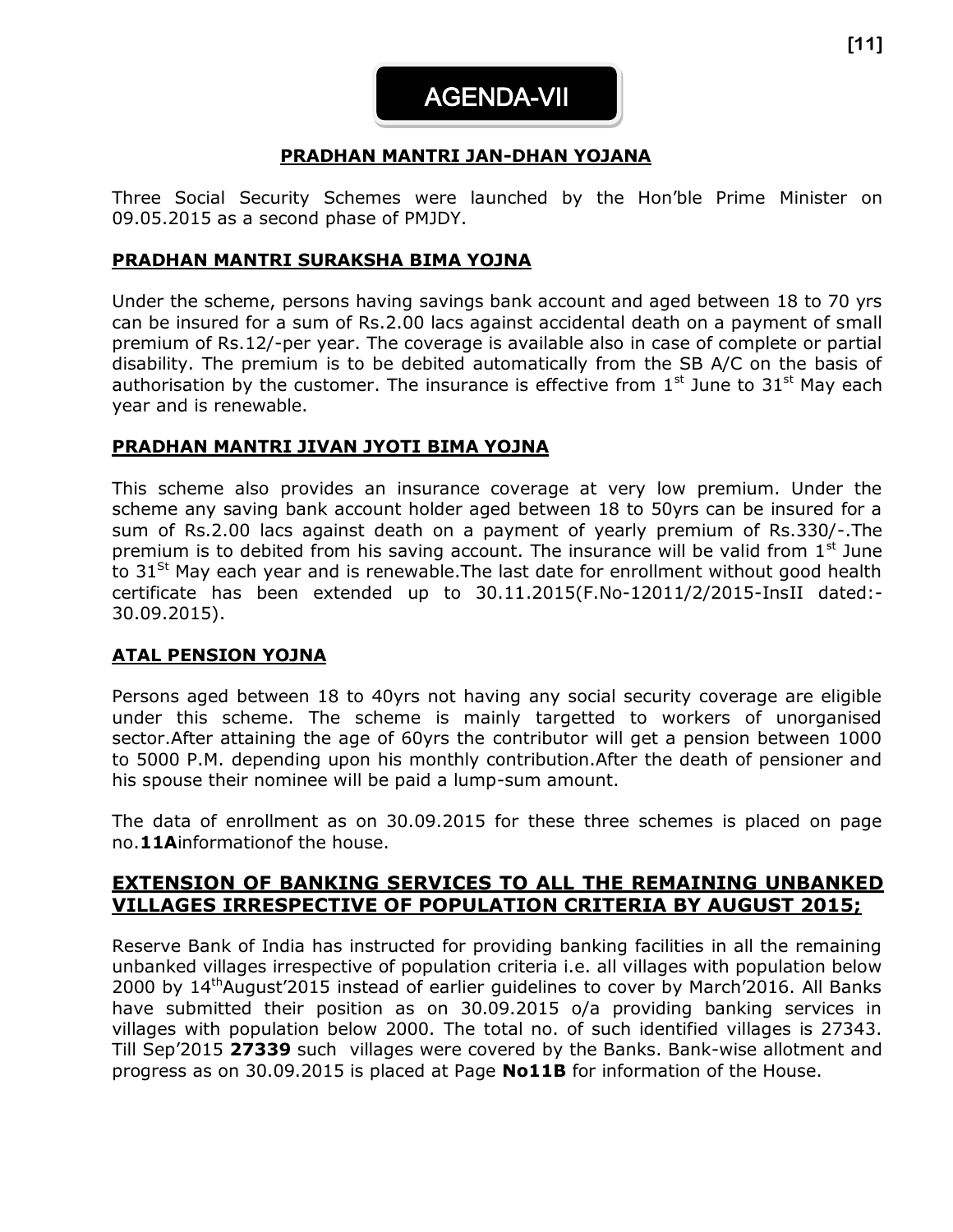# AGENDA-VII

## PRADHAN MANTRI JAN-DHAN YOJANA

Three Social Security Schemes were launched by the Hon'ble Prime Minister on 09.05.2015 as a second phase of PMJDY.

### PRADHAN MANTRI SURAKSHA BIMA YOJNA

Under the scheme, persons having savings bank account and aged between 18 to 70 yrs can be insured for a sum of Rs.2.00 lacs against accidental death on a payment of small premium of Rs.12/-per year. The coverage is available also in case of complete or partial disability. The premium is to be debited automatically from the SB A/C on the basis of authorisation by the customer. The insurance is effective from 1st June to 31st May each year and is renewable.

### PRADHAN MANTRI JIVAN JYOTI BIMA YOJNA

This scheme also provides an insurance coverage at very low premium. Under the scheme any saving bank account holder aged between 18 to 50yrs can be insured for a sum of Rs.2.00 lacs against death on a payment of yearly premium of Rs.330/-.The premium is to debited from his saving account. The insurance will be valid from 1st June to 31St May each year and is renewable.The last date for enrollment without good health certificate has been extended up to 30.11.2015(F.No-12011/2/2015-InsII dated:-30.09.2015).

### ATAL PENSION YOJNA

Persons aged between 18 to 40yrs not having any social security coverage are eligible under this scheme. The scheme is mainly targetted to workers of unorganised sector.After attaining the age of 60yrs the contributor will get a pension between 1000 to 5000 P.M. depending upon his monthly contribution.After the death of pensioner and his spouse their nominee will be paid a lump-sum amount.

The data of enrollment as on 30.09.2015 for these three schemes is placed on page no.**11A**informationof the house.

## EXTENSION OF BANKING SERVICES TO ALL THE REMAINING UNBANKED VILLAGES IRRESPECTIVE OF POPULATION CRITERIA BY AUGUST 2015;

Reserve Bank of India has instructed for providing banking facilities in all the remaining unbanked villages irrespective of population criteria i.e. all villages with population below 2000 by 14thAugust'2015 instead of earlier guidelines to cover by March'2016. All Banks have submitted their position as on 30.09.2015 o/a providing banking services in villages with population below 2000. The total no. of such identified villages is 27343. Till Sep'2015 **27339** such villages were covered by the Banks. Bank-wise allotment and progress as on 30.09.2015 is placed at Page **No11B** for information of the House.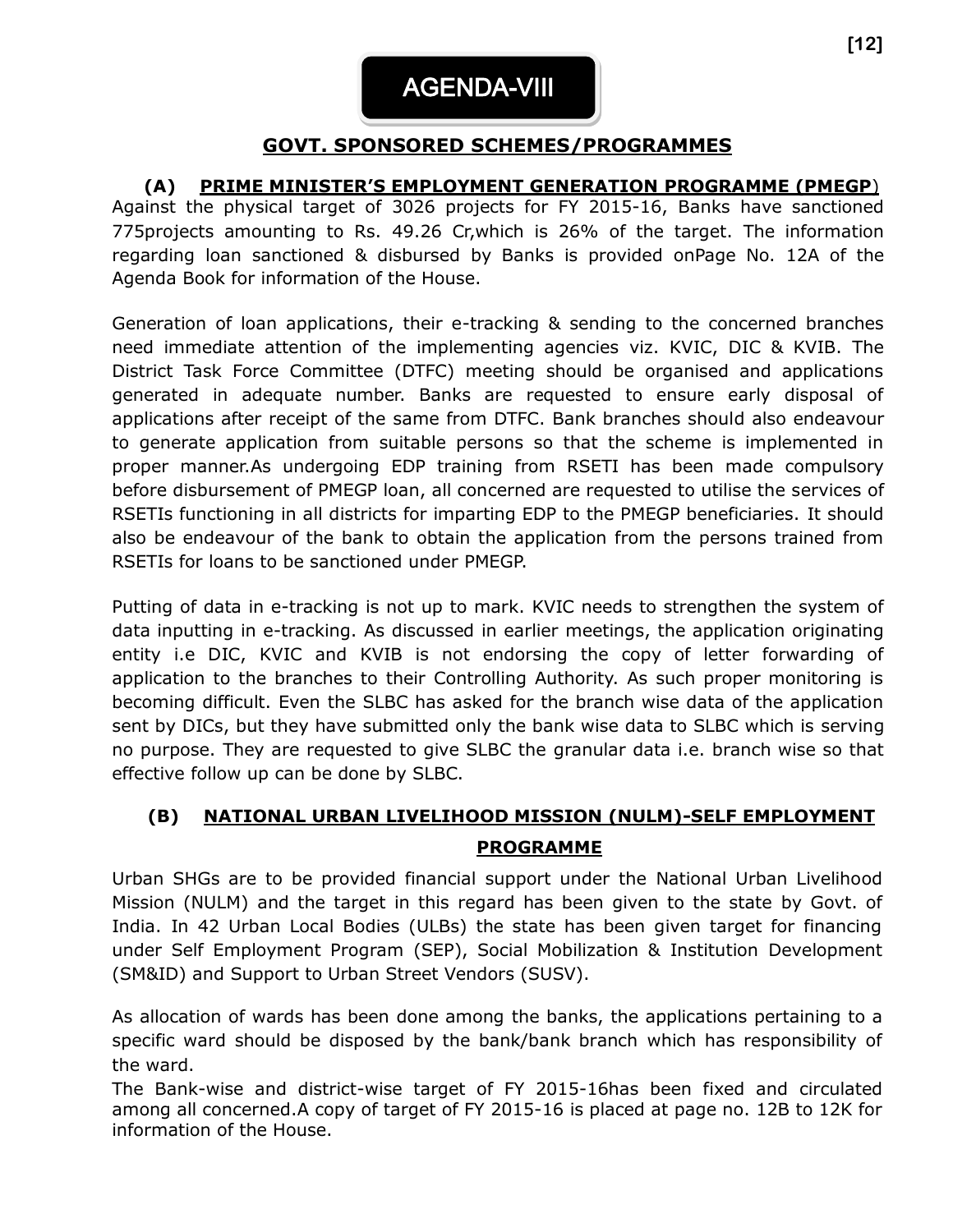# AGENDA-VIII

## GOVT. SPONSORED SCHEMES/PROGRAMMES

### (A) PRIME MINISTER'S EMPLOYMENT GENERATION PROGRAMME (PMEGP)

Against the physical target of 3026 projects for FY 2015-16, Banks have sanctioned 775projects amounting to Rs. 49.26 Cr,which is 26% of the target. The information regarding loan sanctioned & disbursed by Banks is provided onPage No. 12A of the Agenda Book for information of the House.

Generation of loan applications, their e-tracking & sending to the concerned branches need immediate attention of the implementing agencies viz. KVIC, DIC & KVIB. The District Task Force Committee (DTFC) meeting should be organised and applications generated in adequate number. Banks are requested to ensure early disposal of applications after receipt of the same from DTFC. Bank branches should also endeavour to generate application from suitable persons so that the scheme is implemented in proper manner.As undergoing EDP training from RSETI has been made compulsory before disbursement of PMEGP loan, all concerned are requested to utilise the services of RSETIs functioning in all districts for imparting EDP to the PMEGP beneficiaries. It should also be endeavour of the bank to obtain the application from the persons trained from RSETIs for loans to be sanctioned under PMEGP.

Putting of data in e-tracking is not up to mark. KVIC needs to strengthen the system of data inputting in e-tracking. As discussed in earlier meetings, the application originating entity i.e DIC, KVIC and KVIB is not endorsing the copy of letter forwarding of application to the branches to their Controlling Authority. As such proper monitoring is becoming difficult. Even the SLBC has asked for the branch wise data of the application sent by DICs, but they have submitted only the bank wise data to SLBC which is serving no purpose. They are requested to give SLBC the granular data i.e. branch wise so that effective follow up can be done by SLBC.

### (B) NATIONAL URBAN LIVELIHOOD MISSION (NULM)-SELF EMPLOYMENT PROGRAMME

Urban SHGs are to be provided financial support under the National Urban Livelihood Mission (NULM) and the target in this regard has been given to the state by Govt. of India. In 42 Urban Local Bodies (ULBs) the state has been given target for financing under Self Employment Program (SEP), Social Mobilization & Institution Development (SM&ID) and Support to Urban Street Vendors (SUSV).

As allocation of wards has been done among the banks, the applications pertaining to a specific ward should be disposed by the bank/bank branch which has responsibility of the ward.

The Bank-wise and district-wise target of FY 2015-16has been fixed and circulated among all concerned.A copy of target of FY 2015-16 is placed at page no. 12B to 12K for information of the House.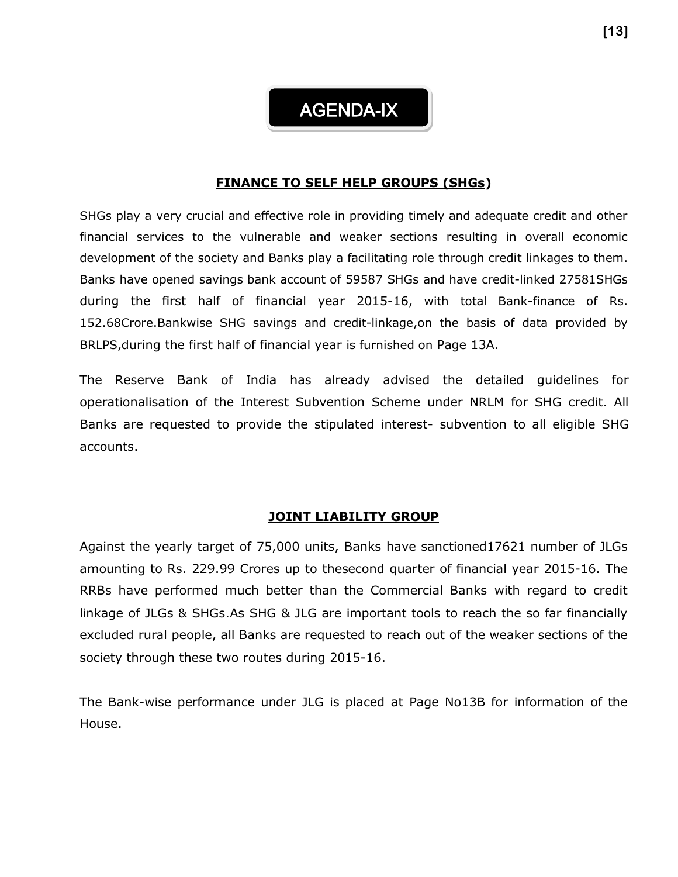# AGENDA-IX

## FINANCE TO SELF HELP GROUPS (SHGs)

SHGs play a very crucial and effective role in providing timely and adequate credit and other financial services to the vulnerable and weaker sections resulting in overall economic development of the society and Banks play a facilitating role through credit linkages to them. Banks have opened savings bank account of 59587 SHGs and have credit-linked 27581SHGs during the first half of financial year 2015-16, with total Bank-finance of Rs. 152.68Crore.Bankwise SHG savings and credit-linkage,on the basis of data provided by BRLPS,during the first half of financial year is furnished on Page 13A.

The Reserve Bank of India has already advised the detailed guidelines for operationalisation of the Interest Subvention Scheme under NRLM for SHG credit. All Banks are requested to provide the stipulated interest- subvention to all eligible SHG accounts.

## JOINT LIABILITY GROUP

Against the yearly target of 75,000 units, Banks have sanctioned17621 number of JLGs amounting to Rs. 229.99 Crores up to thesecond quarter of financial year 2015-16. The RRBs have performed much better than the Commercial Banks with regard to credit linkage of JLGs & SHGs.As SHG & JLG are important tools to reach the so far financially excluded rural people, all Banks are requested to reach out of the weaker sections of the society through these two routes during 2015-16.

The Bank-wise performance under JLG is placed at Page No13B for information of the House.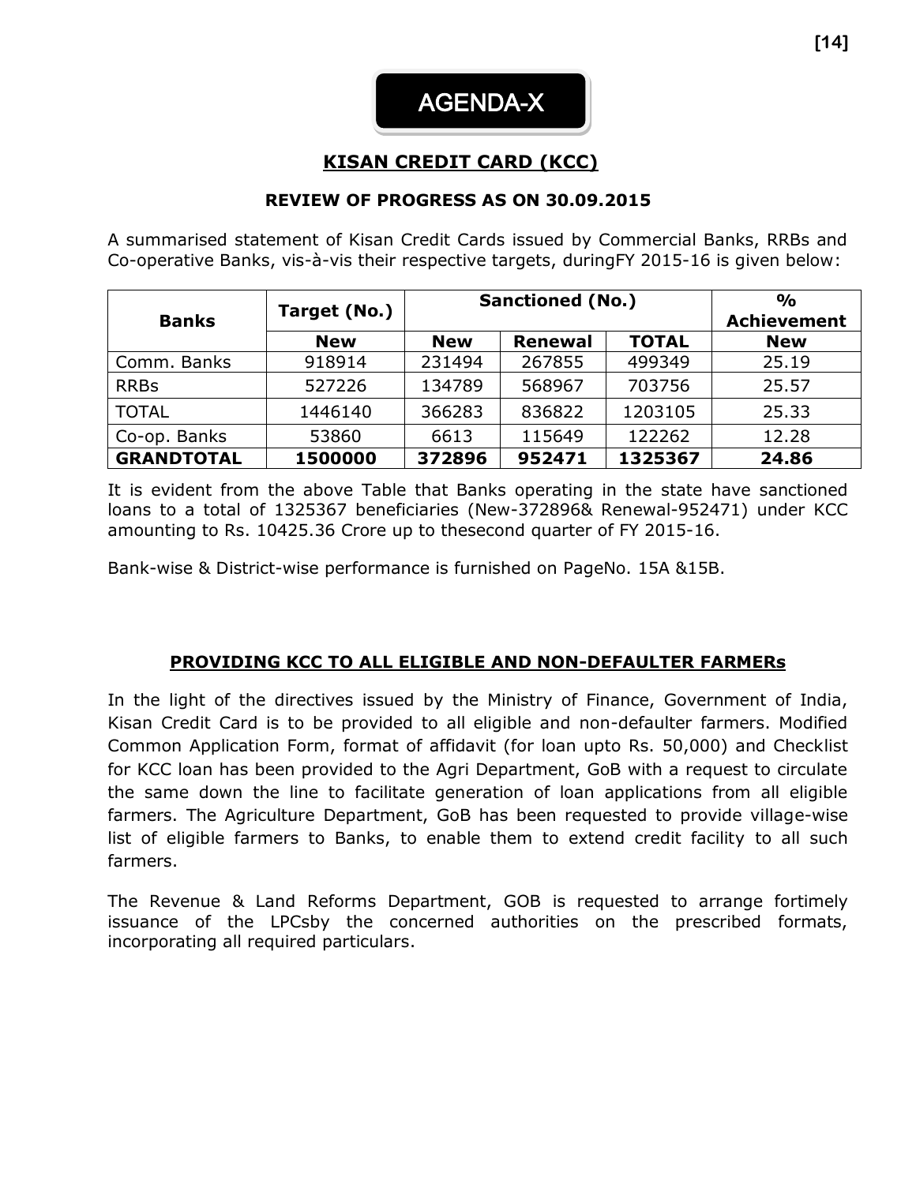# AGENDA-X

## KISAN CREDIT CARD (KCC)

### REVIEW OF PROGRESS AS ON 30.09.2015

A summarised statement of Kisan Credit Cards issued by Commercial Banks, RRBs and Co-operative Banks, vis-à-vis their respective targets, duringFY 2015-16 is given below:

| Banks | Target (No.) | Sanctioned (No.) | | | % Achievement |
|---|---|---|---|---|---|
| | New | New | Renewal | TOTAL | New |
| Comm. Banks | 918914 | 231494 | 267855 | 499349 | 25.19 |
| RRBs | 527226 | 134789 | 568967 | 703756 | 25.57 |
| TOTAL | 1446140 | 366283 | 836822 | 1203105 | 25.33 |
| Co-op. Banks | 53860 | 6613 | 115649 | 122262 | 12.28 |
| **GRANDTOTAL** | **1500000** | **372896** | **952471** | **1325367** | **24.86** |

It is evident from the above Table that Banks operating in the state have sanctioned loans to a total of 1325367 beneficiaries (New-372896& Renewal-952471) under KCC amounting to Rs. 10425.36 Crore up to thesecond quarter of FY 2015-16.

Bank-wise & District-wise performance is furnished on PageNo. 15A &15B.

### PROVIDING KCC TO ALL ELIGIBLE AND NON-DEFAULTER FARMERs

In the light of the directives issued by the Ministry of Finance, Government of India, Kisan Credit Card is to be provided to all eligible and non-defaulter farmers. Modified Common Application Form, format of affidavit (for loan upto Rs. 50,000) and Checklist for KCC loan has been provided to the Agri Department, GoB with a request to circulate the same down the line to facilitate generation of loan applications from all eligible farmers. The Agriculture Department, GoB has been requested to provide village-wise list of eligible farmers to Banks, to enable them to extend credit facility to all such farmers.

The Revenue & Land Reforms Department, GOB is requested to arrange fortimely issuance of the LPCsby the concerned authorities on the prescribed formats, incorporating all required particulars.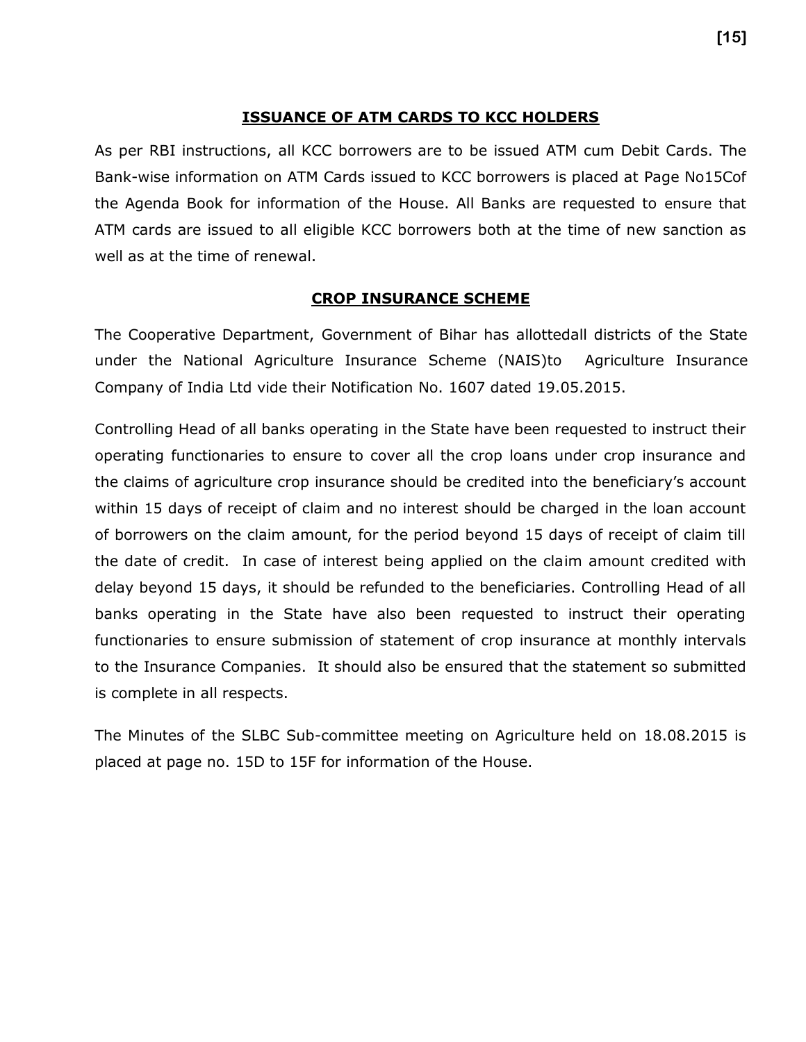## ISSUANCE OF ATM CARDS TO KCC HOLDERS

As per RBI instructions, all KCC borrowers are to be issued ATM cum Debit Cards. The Bank-wise information on ATM Cards issued to KCC borrowers is placed at Page No15Cof the Agenda Book for information of the House. All Banks are requested to ensure that ATM cards are issued to all eligible KCC borrowers both at the time of new sanction as well as at the time of renewal.

## CROP INSURANCE SCHEME

The Cooperative Department, Government of Bihar has allottedall districts of the State under the National Agriculture Insurance Scheme (NAIS)to Agriculture Insurance Company of India Ltd vide their Notification No. 1607 dated 19.05.2015.

Controlling Head of all banks operating in the State have been requested to instruct their operating functionaries to ensure to cover all the crop loans under crop insurance and the claims of agriculture crop insurance should be credited into the beneficiary's account within 15 days of receipt of claim and no interest should be charged in the loan account of borrowers on the claim amount, for the period beyond 15 days of receipt of claim till the date of credit. In case of interest being applied on the claim amount credited with delay beyond 15 days, it should be refunded to the beneficiaries. Controlling Head of all banks operating in the State have also been requested to instruct their operating functionaries to ensure submission of statement of crop insurance at monthly intervals to the Insurance Companies. It should also be ensured that the statement so submitted is complete in all respects.

The Minutes of the SLBC Sub-committee meeting on Agriculture held on 18.08.2015 is placed at page no. 15D to 15F for information of the House.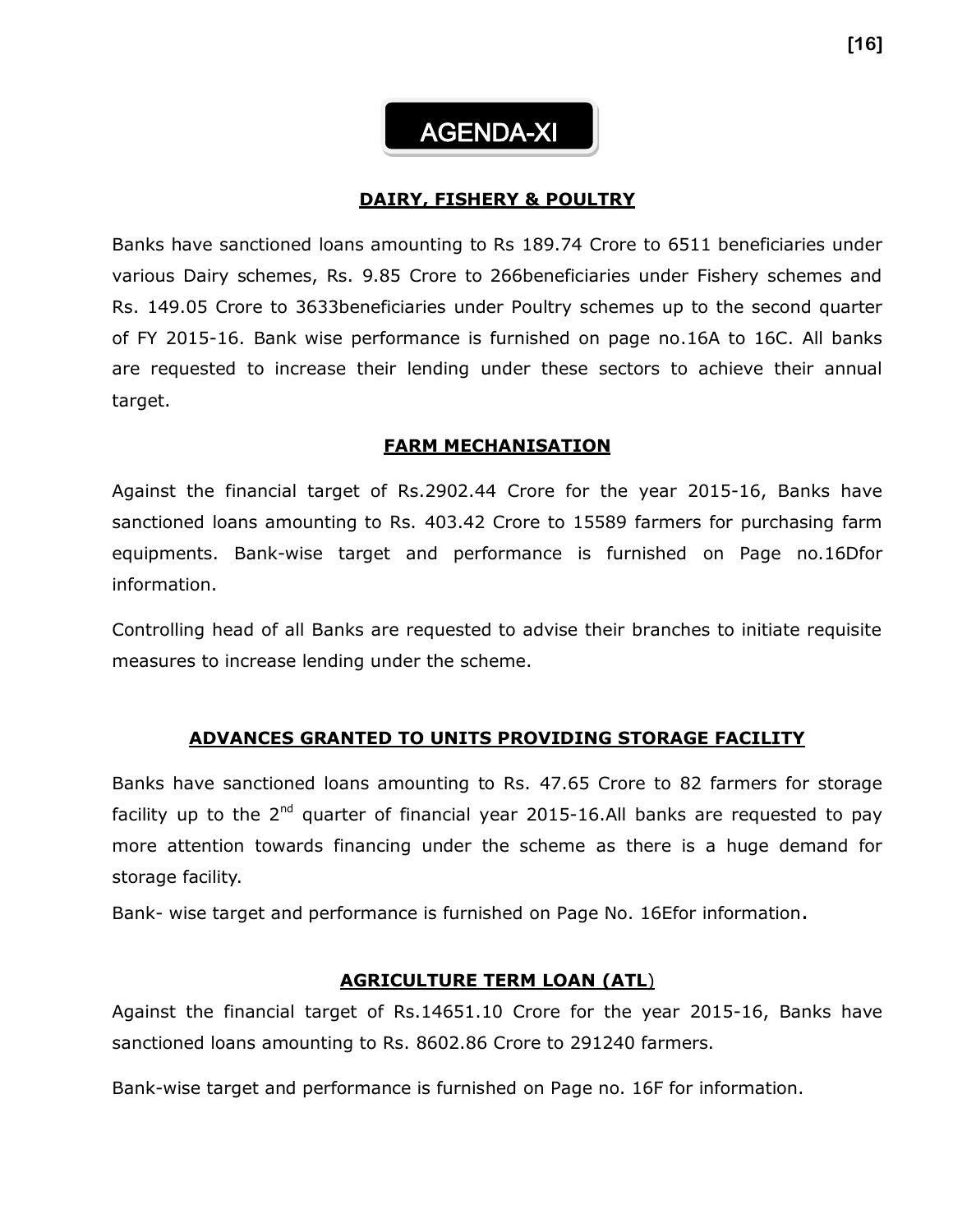# AGENDA-XI

## DAIRY, FISHERY & POULTRY

Banks have sanctioned loans amounting to Rs 189.74 Crore to 6511 beneficiaries under various Dairy schemes, Rs. 9.85 Crore to 266beneficiaries under Fishery schemes and Rs. 149.05 Crore to 3633beneficiaries under Poultry schemes up to the second quarter of FY 2015-16. Bank wise performance is furnished on page no.16A to 16C. All banks are requested to increase their lending under these sectors to achieve their annual target.

## FARM MECHANISATION

Against the financial target of Rs.2902.44 Crore for the year 2015-16, Banks have sanctioned loans amounting to Rs. 403.42 Crore to 15589 farmers for purchasing farm equipments. Bank-wise target and performance is furnished on Page no.16Dfor information.

Controlling head of all Banks are requested to advise their branches to initiate requisite measures to increase lending under the scheme.

## ADVANCES GRANTED TO UNITS PROVIDING STORAGE FACILITY

Banks have sanctioned loans amounting to Rs. 47.65 Crore to 82 farmers for storage facility up to the 2nd quarter of financial year 2015-16.All banks are requested to pay more attention towards financing under the scheme as there is a huge demand for storage facility.

Bank- wise target and performance is furnished on Page No. 16Efor information.

## AGRICULTURE TERM LOAN (ATL)

Against the financial target of Rs.14651.10 Crore for the year 2015-16, Banks have sanctioned loans amounting to Rs. 8602.86 Crore to 291240 farmers.

Bank-wise target and performance is furnished on Page no. 16F for information.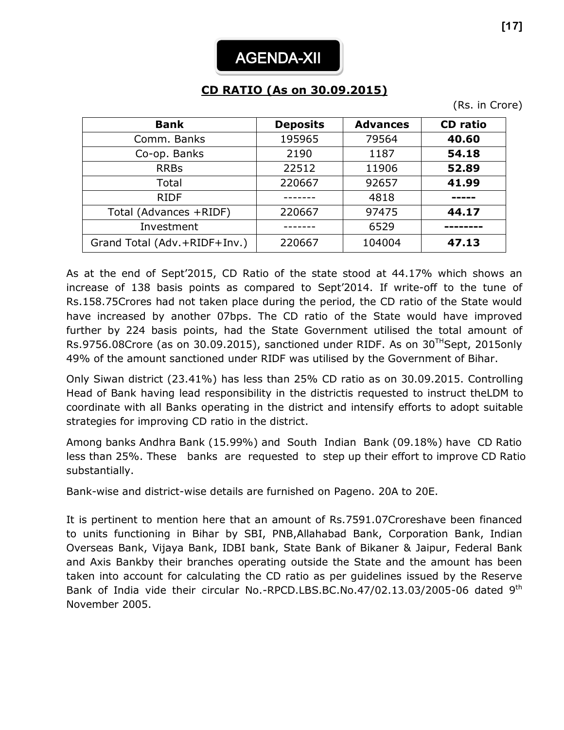# AGENDA-XII

## CD RATIO (As on 30.09.2015)

(Rs. in Crore)

| Bank | Deposits | Advances | CD ratio |
|---|---|---|---|
| Comm. Banks | 195965 | 79564 | **40.60** |
| Co-op. Banks | 2190 | 1187 | **54.18** |
| RRBs | 22512 | 11906 | **52.89** |
| Total | 220667 | 92657 | **41.99** |
| RIDF | ------- | 4818 | **-----** |
| Total (Advances +RIDF) | 220667 | 97475 | **44.17** |
| Investment | ------- | 6529 | **--------** |
| Grand Total (Adv.+RIDF+Inv.) | 220667 | 104004 | **47.13** |

As at the end of Sept'2015, CD Ratio of the state stood at 44.17% which shows an increase of 138 basis points as compared to Sept'2014. If write-off to the tune of Rs.158.75Crores had not taken place during the period, the CD ratio of the State would have increased by another 07bps. The CD ratio of the State would have improved further by 224 basis points, had the State Government utilised the total amount of Rs.9756.08Crore (as on 30.09.2015), sanctioned under RIDF. As on 30TH Sept, 2015only 49% of the amount sanctioned under RIDF was utilised by the Government of Bihar.

Only Siwan district (23.41%) has less than 25% CD ratio as on 30.09.2015. Controlling Head of Bank having lead responsibility in the districtis requested to instruct theLDM to coordinate with all Banks operating in the district and intensify efforts to adopt suitable strategies for improving CD ratio in the district.

Among banks Andhra Bank (15.99%) and South Indian Bank (09.18%) have CD Ratio less than 25%. These banks are requested to step up their effort to improve CD Ratio substantially.

Bank-wise and district-wise details are furnished on Pageno. 20A to 20E.

It is pertinent to mention here that an amount of Rs.7591.07Croreshave been financed to units functioning in Bihar by SBI, PNB,Allahabad Bank, Corporation Bank, Indian Overseas Bank, Vijaya Bank, IDBI bank, State Bank of Bikaner & Jaipur, Federal Bank and Axis Bankby their branches operating outside the State and the amount has been taken into account for calculating the CD ratio as per guidelines issued by the Reserve Bank of India vide their circular No.-RPCD.LBS.BC.No.47/02.13.03/2005-06 dated 9th November 2005.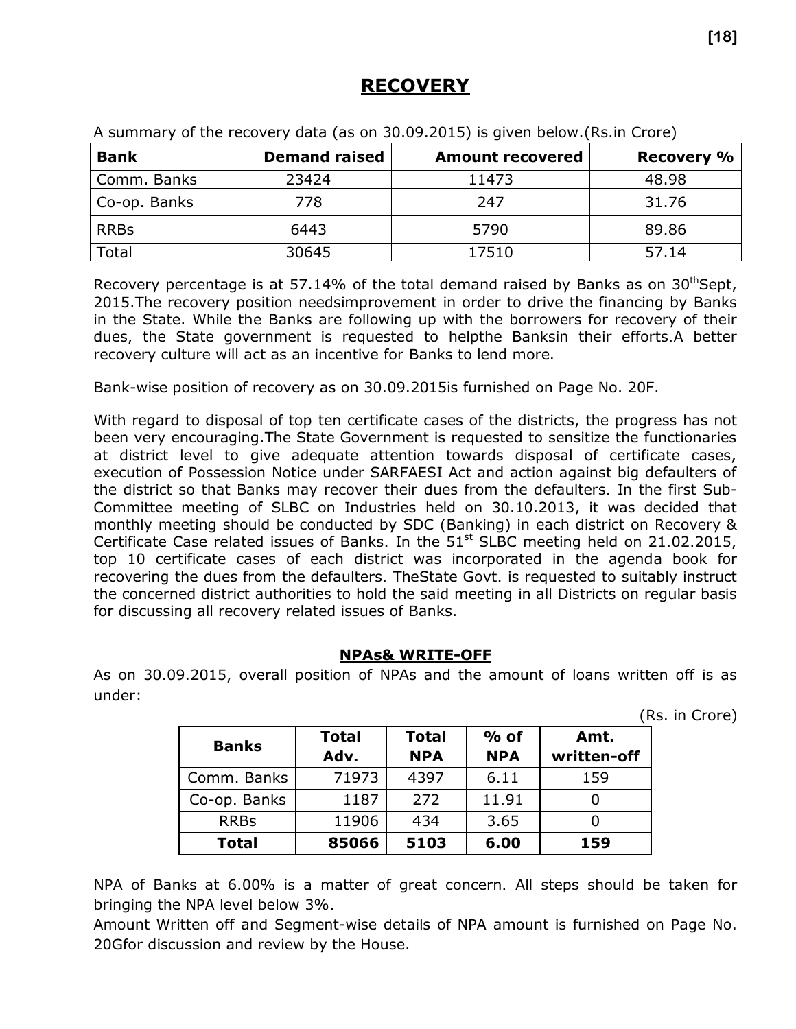## RECOVERY

A summary of the recovery data (as on 30.09.2015) is given below.(Rs.in Crore)

| Bank | Demand raised | Amount recovered | Recovery % |
|---|---|---|---|
| Comm. Banks | 23424 | 11473 | 48.98 |
| Co-op. Banks | 778 | 247 | 31.76 |
| RRBs | 6443 | 5790 | 89.86 |
| Total | 30645 | 17510 | 57.14 |

Recovery percentage is at 57.14% of the total demand raised by Banks as on 30[th]Sept, 2015.The recovery position needsimprovement in order to drive the financing by Banks in the State. While the Banks are following up with the borrowers for recovery of their dues, the State government is requested to helpthe Banksin their efforts.A better recovery culture will act as an incentive for Banks to lend more.

Bank-wise position of recovery as on 30.09.2015is furnished on Page No. 20F.

With regard to disposal of top ten certificate cases of the districts, the progress has not been very encouraging.The State Government is requested to sensitize the functionaries at district level to give adequate attention towards disposal of certificate cases, execution of Possession Notice under SARFAESI Act and action against big defaulters of the district so that Banks may recover their dues from the defaulters. In the first Sub-Committee meeting of SLBC on Industries held on 30.10.2013, it was decided that monthly meeting should be conducted by SDC (Banking) in each district on Recovery & Certificate Case related issues of Banks. In the 51[st] SLBC meeting held on 21.02.2015, top 10 certificate cases of each district was incorporated in the agenda book for recovering the dues from the defaulters. TheState Govt. is requested to suitably instruct the concerned district authorities to hold the said meeting in all Districts on regular basis for discussing all recovery related issues of Banks.

### NPAs& WRITE-OFF

As on 30.09.2015, overall position of NPAs and the amount of loans written off is as under:

(Rs. in Crore)

| Banks | Total Adv. | Total NPA | % of NPA | Amt. written-off |
|---|---|---|---|---|
| Comm. Banks | 71973 | 4397 | 6.11 | 159 |
| Co-op. Banks | 1187 | 272 | 11.91 | 0 |
| RRBs | 11906 | 434 | 3.65 | 0 |
| **Total** | **85066** | **5103** | **6.00** | **159** |

NPA of Banks at 6.00% is a matter of great concern. All steps should be taken for bringing the NPA level below 3%.

Amount Written off and Segment-wise details of NPA amount is furnished on Page No. 20Gfor discussion and review by the House.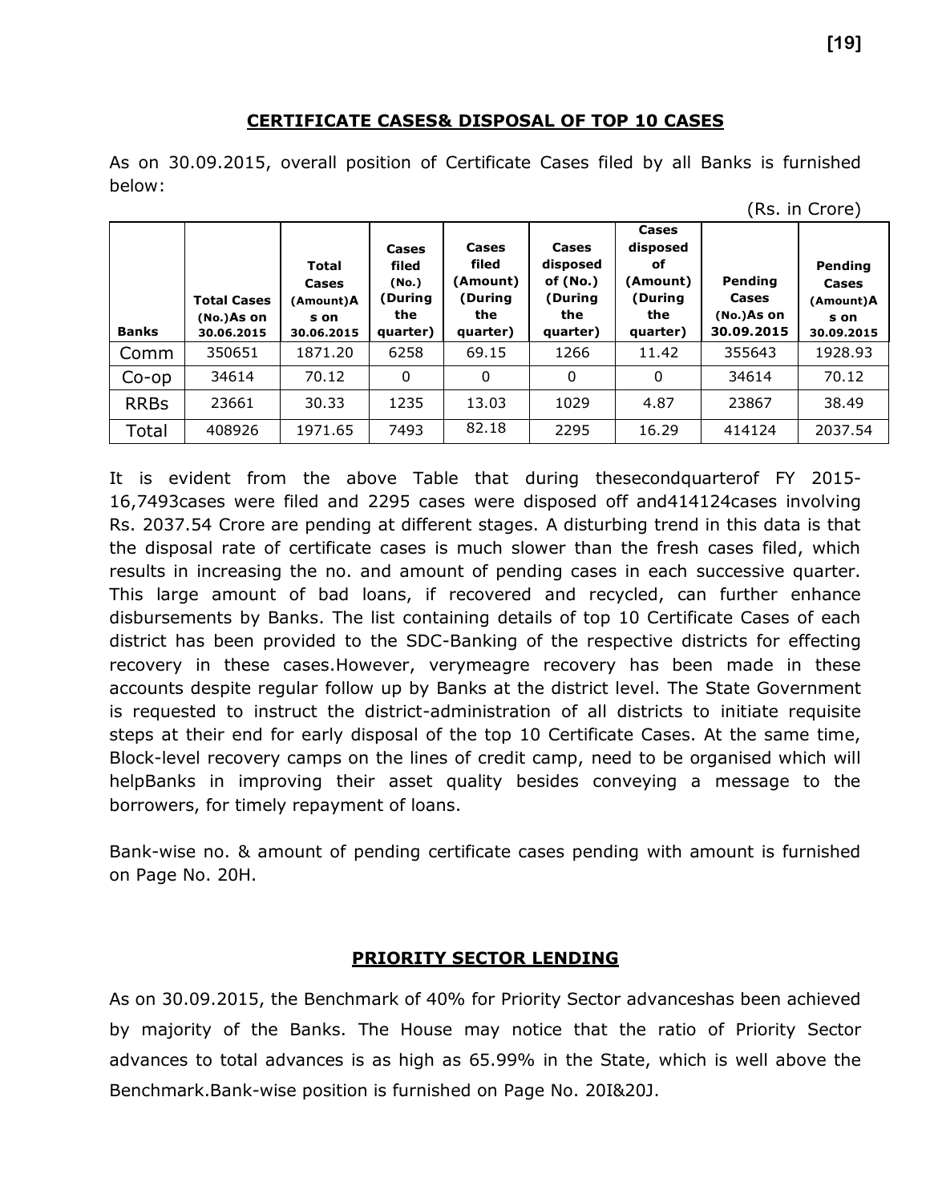## CERTIFICATE CASES& DISPOSAL OF TOP 10 CASES

As on 30.09.2015, overall position of Certificate Cases filed by all Banks is furnished below:

(Rs. in Crore)

| Banks | Total Cases (No.)As on 30.06.2015 | Total Cases (Amount)As on 30.06.2015 | Cases filed (No.) (During the quarter) | Cases filed (Amount) (During the quarter) | Cases disposed of (No.) (During the quarter) | Cases disposed of (Amount) (During the quarter) | Pending Cases (No.)As on 30.09.2015 | Pending Cases (Amount)As on 30.09.2015 |
|---|---|---|---|---|---|---|---|---|
| Comm | 350651 | 1871.20 | 6258 | 69.15 | 1266 | 11.42 | 355643 | 1928.93 |
| Co-op | 34614 | 70.12 | 0 | 0 | 0 | 0 | 34614 | 70.12 |
| RRBs | 23661 | 30.33 | 1235 | 13.03 | 1029 | 4.87 | 23867 | 38.49 |
| Total | 408926 | 1971.65 | 7493 | 82.18 | 2295 | 16.29 | 414124 | 2037.54 |

It is evident from the above Table that during thesecondquarterof FY 2015-16,7493cases were filed and 2295 cases were disposed off and414124cases involving Rs. 2037.54 Crore are pending at different stages. A disturbing trend in this data is that the disposal rate of certificate cases is much slower than the fresh cases filed, which results in increasing the no. and amount of pending cases in each successive quarter. This large amount of bad loans, if recovered and recycled, can further enhance disbursements by Banks. The list containing details of top 10 Certificate Cases of each district has been provided to the SDC-Banking of the respective districts for effecting recovery in these cases.However, verymeagre recovery has been made in these accounts despite regular follow up by Banks at the district level. The State Government is requested to instruct the district-administration of all districts to initiate requisite steps at their end for early disposal of the top 10 Certificate Cases. At the same time, Block-level recovery camps on the lines of credit camp, need to be organised which will helpBanks in improving their asset quality besides conveying a message to the borrowers, for timely repayment of loans.

Bank-wise no. & amount of pending certificate cases pending with amount is furnished on Page No. 20H.

## PRIORITY SECTOR LENDING

As on 30.09.2015, the Benchmark of 40% for Priority Sector advanceshas been achieved by majority of the Banks. The House may notice that the ratio of Priority Sector advances to total advances is as high as 65.99% in the State, which is well above the Benchmark.Bank-wise position is furnished on Page No. 20I&20J.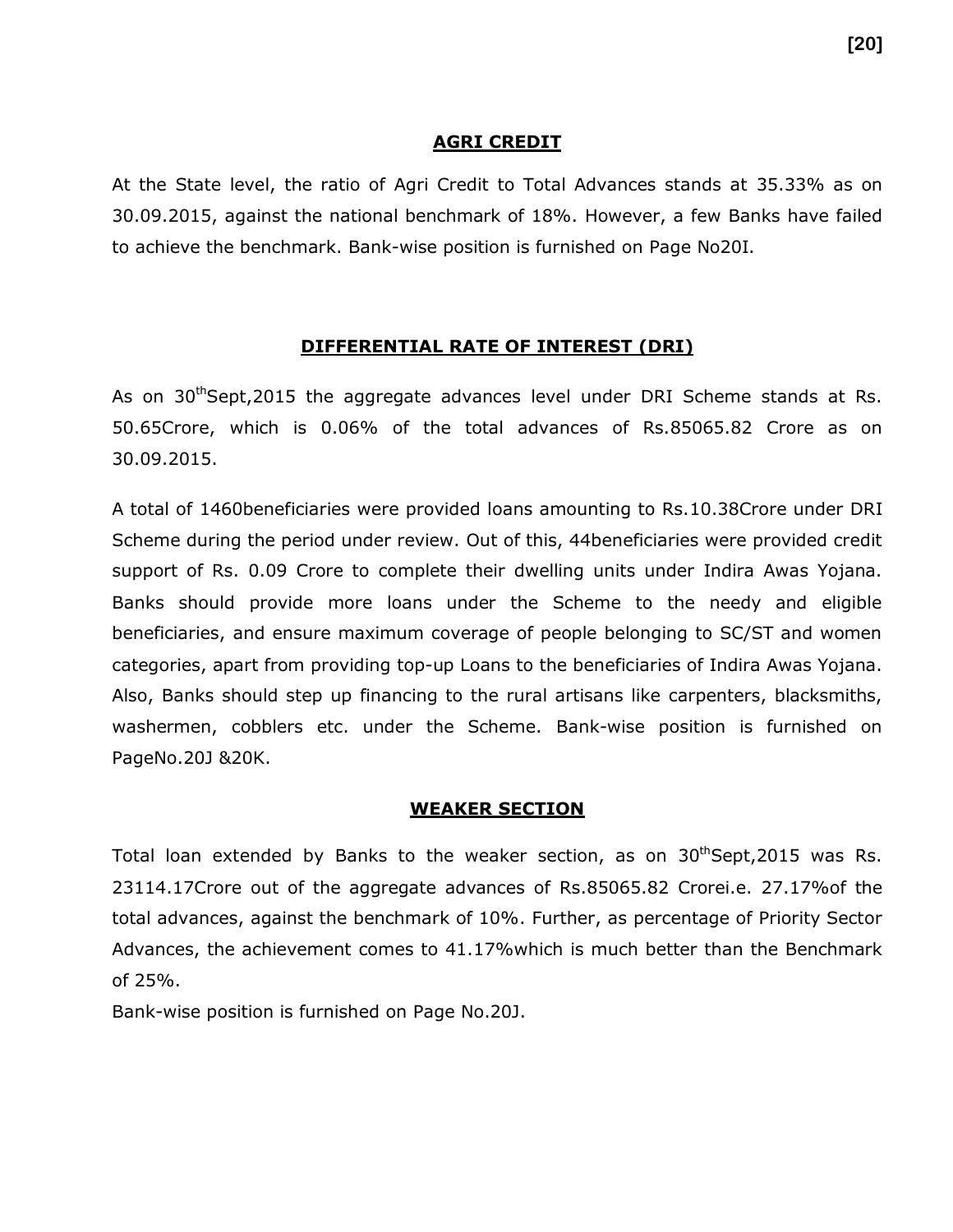## AGRI CREDIT

At the State level, the ratio of Agri Credit to Total Advances stands at 35.33% as on 30.09.2015, against the national benchmark of 18%. However, a few Banks have failed to achieve the benchmark. Bank-wise position is furnished on Page No20I.

## DIFFERENTIAL RATE OF INTEREST (DRI)

As on 30[th]Sept,2015 the aggregate advances level under DRI Scheme stands at Rs. 50.65Crore, which is 0.06% of the total advances of Rs.85065.82 Crore as on 30.09.2015.

A total of 1460beneficiaries were provided loans amounting to Rs.10.38Crore under DRI Scheme during the period under review. Out of this, 44beneficiaries were provided credit support of Rs. 0.09 Crore to complete their dwelling units under Indira Awas Yojana. Banks should provide more loans under the Scheme to the needy and eligible beneficiaries, and ensure maximum coverage of people belonging to SC/ST and women categories, apart from providing top-up Loans to the beneficiaries of Indira Awas Yojana. Also, Banks should step up financing to the rural artisans like carpenters, blacksmiths, washermen, cobblers etc. under the Scheme. Bank-wise position is furnished on PageNo.20J &20K.

## WEAKER SECTION

Total loan extended by Banks to the weaker section, as on 30[th]Sept,2015 was Rs. 23114.17Crore out of the aggregate advances of Rs.85065.82 Crorei.e. 27.17%of the total advances, against the benchmark of 10%. Further, as percentage of Priority Sector Advances, the achievement comes to 41.17%which is much better than the Benchmark of 25%.

Bank-wise position is furnished on Page No.20J.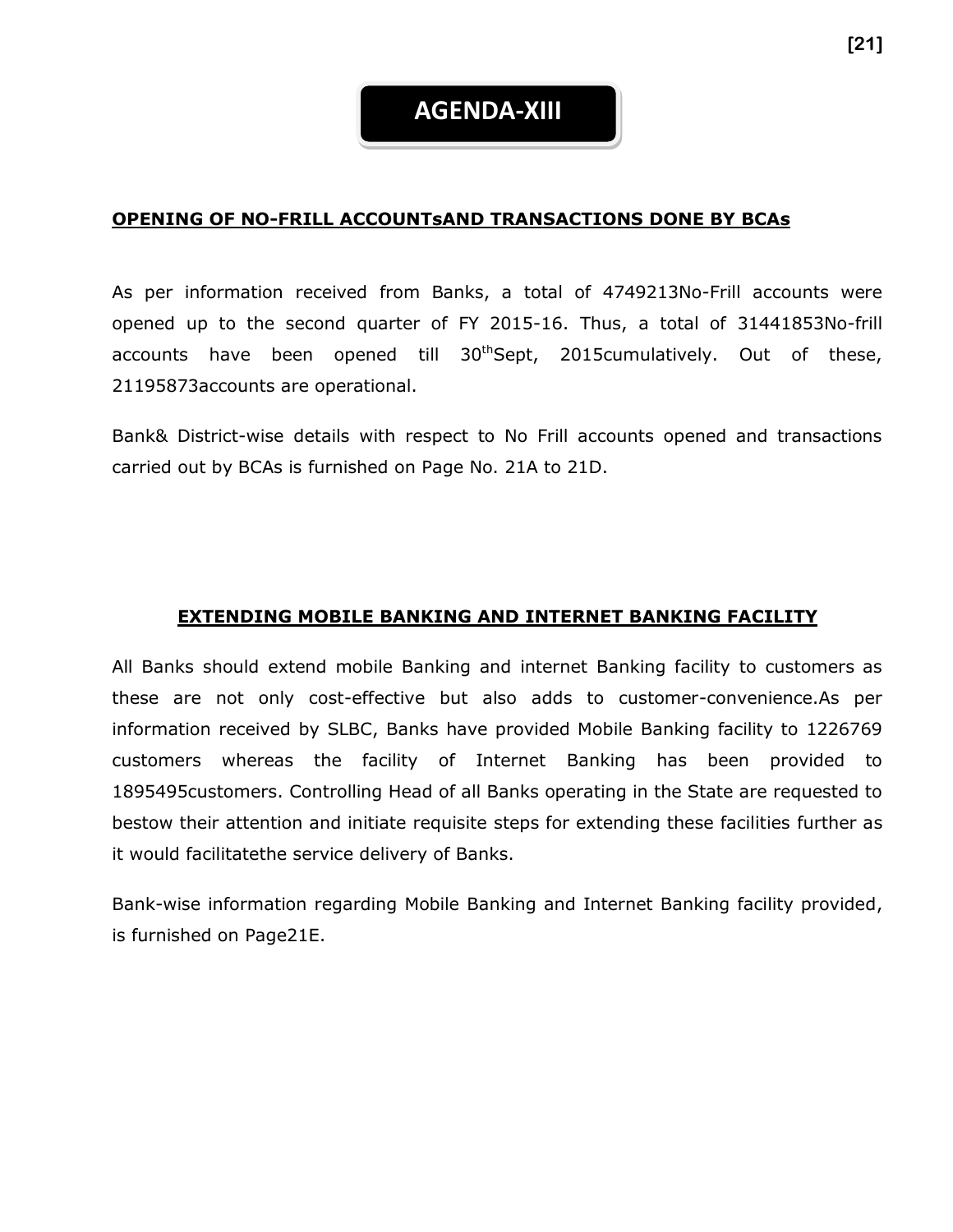# AGENDA-XIII

## OPENING OF NO-FRILL ACCOUNTsAND TRANSACTIONS DONE BY BCAs

As per information received from Banks, a total of 4749213No-Frill accounts were opened up to the second quarter of FY 2015-16. Thus, a total of 31441853No-frill accounts have been opened till 30thSept, 2015cumulatively. Out of these, 21195873accounts are operational.

Bank& District-wise details with respect to No Frill accounts opened and transactions carried out by BCAs is furnished on Page No. 21A to 21D.

## EXTENDING MOBILE BANKING AND INTERNET BANKING FACILITY

All Banks should extend mobile Banking and internet Banking facility to customers as these are not only cost-effective but also adds to customer-convenience.As per information received by SLBC, Banks have provided Mobile Banking facility to 1226769 customers whereas the facility of Internet Banking has been provided to 1895495customers. Controlling Head of all Banks operating in the State are requested to bestow their attention and initiate requisite steps for extending these facilities further as it would facilitatethe service delivery of Banks.

Bank-wise information regarding Mobile Banking and Internet Banking facility provided, is furnished on Page21E.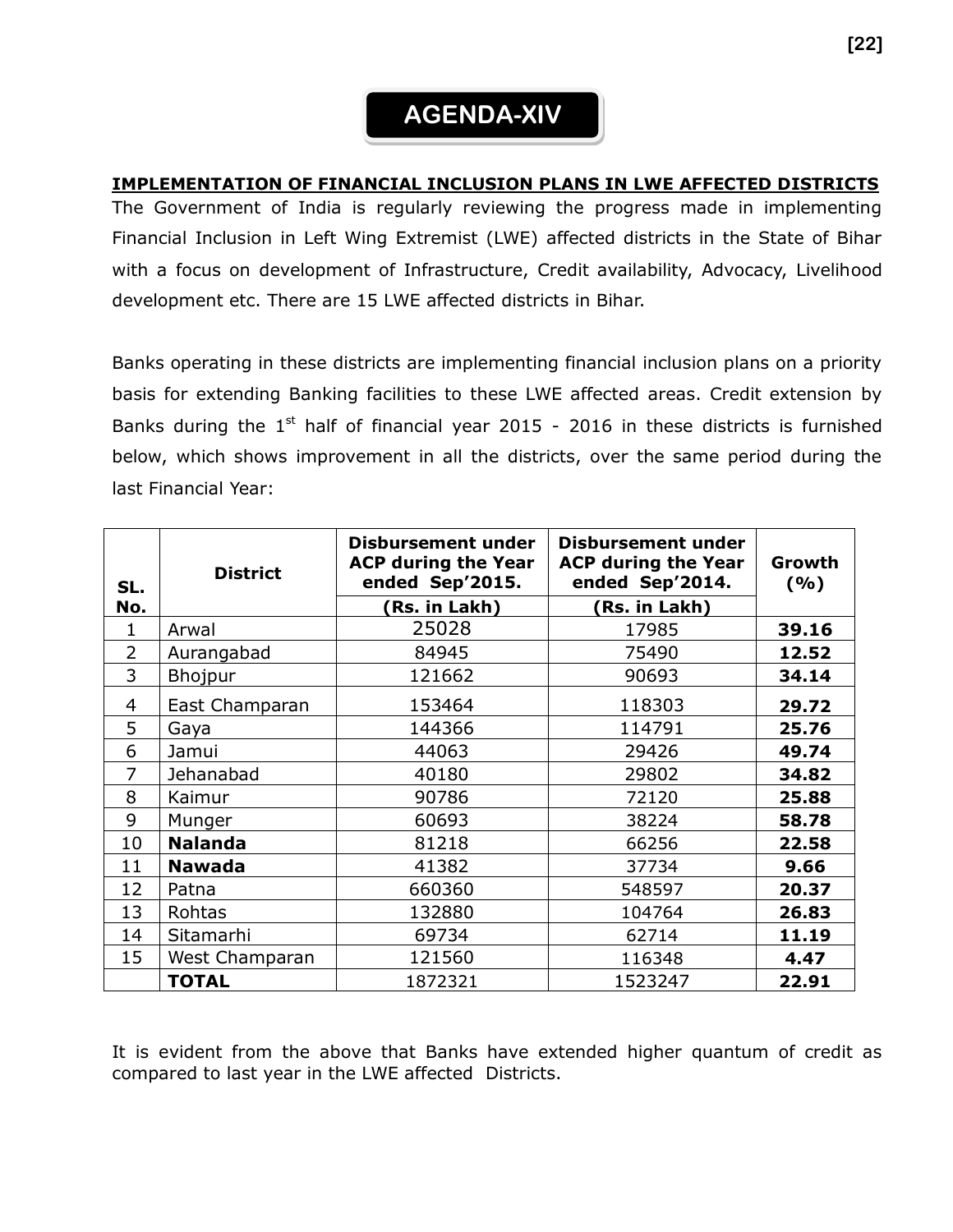# AGENDA-XIV

## IMPLEMENTATION OF FINANCIAL INCLUSION PLANS IN LWE AFFECTED DISTRICTS

The Government of India is regularly reviewing the progress made in implementing Financial Inclusion in Left Wing Extremist (LWE) affected districts in the State of Bihar with a focus on development of Infrastructure, Credit availability, Advocacy, Livelihood development etc. There are 15 LWE affected districts in Bihar.

Banks operating in these districts are implementing financial inclusion plans on a priority basis for extending Banking facilities to these LWE affected areas. Credit extension by Banks during the 1st half of financial year 2015 - 2016 in these districts is furnished below, which shows improvement in all the districts, over the same period during the last Financial Year:

| SL. No. | District | Disbursement under ACP during the Year ended Sep'2015. (Rs. in Lakh) | Disbursement under ACP during the Year ended Sep'2014. (Rs. in Lakh) | Growth (%) |
|---|---|---|---|---|
| 1 | Arwal | 25028 | 17985 | **39.16** |
| 2 | Aurangabad | 84945 | 75490 | **12.52** |
| 3 | Bhojpur | 121662 | 90693 | **34.14** |
| 4 | East Champaran | 153464 | 118303 | **29.72** |
| 5 | Gaya | 144366 | 114791 | **25.76** |
| 6 | Jamui | 44063 | 29426 | **49.74** |
| 7 | Jehanabad | 40180 | 29802 | **34.82** |
| 8 | Kaimur | 90786 | 72120 | **25.88** |
| 9 | Munger | 60693 | 38224 | **58.78** |
| 10 | **Nalanda** | 81218 | 66256 | **22.58** |
| 11 | **Nawada** | 41382 | 37734 | **9.66** |
| 12 | Patna | 660360 | 548597 | **20.37** |
| 13 | Rohtas | 132880 | 104764 | **26.83** |
| 14 | Sitamarhi | 69734 | 62714 | **11.19** |
| 15 | West Champaran | 121560 | 116348 | **4.47** |
| | **TOTAL** | 1872321 | 1523247 | **22.91** |

It is evident from the above that Banks have extended higher quantum of credit as compared to last year in the LWE affected Districts.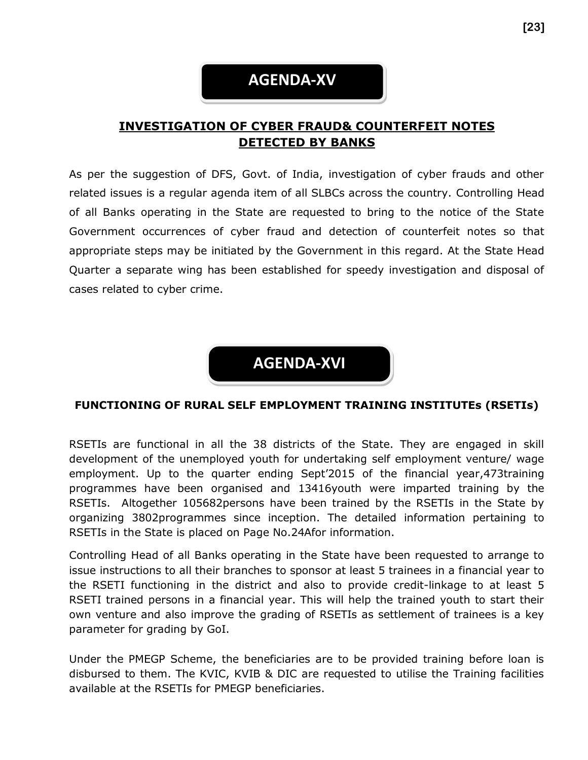# AGENDA-XV

## INVESTIGATION OF CYBER FRAUD& COUNTERFEIT NOTES DETECTED BY BANKS

As per the suggestion of DFS, Govt. of India, investigation of cyber frauds and other related issues is a regular agenda item of all SLBCs across the country. Controlling Head of all Banks operating in the State are requested to bring to the notice of the State Government occurrences of cyber fraud and detection of counterfeit notes so that appropriate steps may be initiated by the Government in this regard. At the State Head Quarter a separate wing has been established for speedy investigation and disposal of cases related to cyber crime.

# AGENDA-XVI

## FUNCTIONING OF RURAL SELF EMPLOYMENT TRAINING INSTITUTEs (RSETIs)

RSETIs are functional in all the 38 districts of the State. They are engaged in skill development of the unemployed youth for undertaking self employment venture/ wage employment. Up to the quarter ending Sept'2015 of the financial year,473training programmes have been organised and 13416youth were imparted training by the RSETIs. Altogether 105682persons have been trained by the RSETIs in the State by organizing 3802programmes since inception. The detailed information pertaining to RSETIs in the State is placed on Page No.24Afor information.

Controlling Head of all Banks operating in the State have been requested to arrange to issue instructions to all their branches to sponsor at least 5 trainees in a financial year to the RSETI functioning in the district and also to provide credit-linkage to at least 5 RSETI trained persons in a financial year. This will help the trained youth to start their own venture and also improve the grading of RSETIs as settlement of trainees is a key parameter for grading by GoI.

Under the PMEGP Scheme, the beneficiaries are to be provided training before loan is disbursed to them. The KVIC, KVIB & DIC are requested to utilise the Training facilities available at the RSETIs for PMEGP beneficiaries.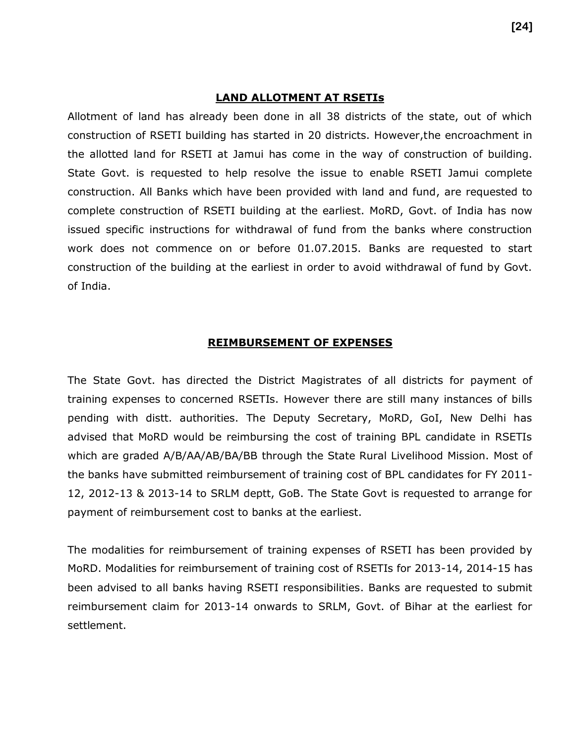## LAND ALLOTMENT AT RSETIs

Allotment of land has already been done in all 38 districts of the state, out of which construction of RSETI building has started in 20 districts. However,the encroachment in the allotted land for RSETI at Jamui has come in the way of construction of building. State Govt. is requested to help resolve the issue to enable RSETI Jamui complete construction. All Banks which have been provided with land and fund, are requested to complete construction of RSETI building at the earliest. MoRD, Govt. of India has now issued specific instructions for withdrawal of fund from the banks where construction work does not commence on or before 01.07.2015. Banks are requested to start construction of the building at the earliest in order to avoid withdrawal of fund by Govt. of India.

## REIMBURSEMENT OF EXPENSES

The State Govt. has directed the District Magistrates of all districts for payment of training expenses to concerned RSETIs. However there are still many instances of bills pending with distt. authorities. The Deputy Secretary, MoRD, GoI, New Delhi has advised that MoRD would be reimbursing the cost of training BPL candidate in RSETIs which are graded A/B/AA/AB/BA/BB through the State Rural Livelihood Mission. Most of the banks have submitted reimbursement of training cost of BPL candidates for FY 2011-12, 2012-13 & 2013-14 to SRLM deptt, GoB. The State Govt is requested to arrange for payment of reimbursement cost to banks at the earliest.

The modalities for reimbursement of training expenses of RSETI has been provided by MoRD. Modalities for reimbursement of training cost of RSETIs for 2013-14, 2014-15 has been advised to all banks having RSETI responsibilities. Banks are requested to submit reimbursement claim for 2013-14 onwards to SRLM, Govt. of Bihar at the earliest for settlement.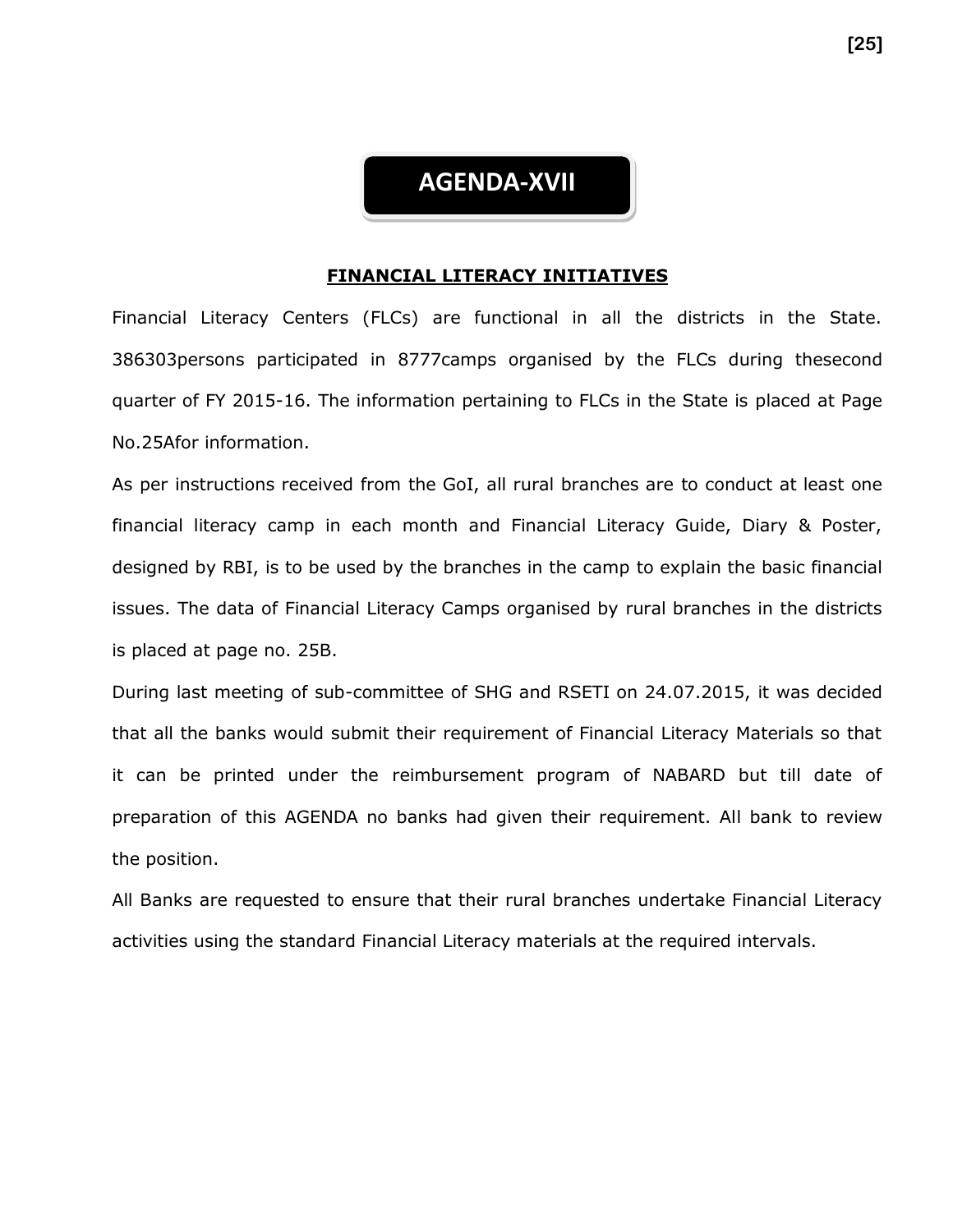# AGENDA-XVII

## FINANCIAL LITERACY INITIATIVES

Financial Literacy Centers (FLCs) are functional in all the districts in the State. 386303persons participated in 8777camps organised by the FLCs during thesecond quarter of FY 2015-16. The information pertaining to FLCs in the State is placed at Page No.25Afor information.

As per instructions received from the GoI, all rural branches are to conduct at least one financial literacy camp in each month and Financial Literacy Guide, Diary & Poster, designed by RBI, is to be used by the branches in the camp to explain the basic financial issues. The data of Financial Literacy Camps organised by rural branches in the districts is placed at page no. 25B.

During last meeting of sub-committee of SHG and RSETI on 24.07.2015, it was decided that all the banks would submit their requirement of Financial Literacy Materials so that it can be printed under the reimbursement program of NABARD but till date of preparation of this AGENDA no banks had given their requirement. All bank to review the position.

All Banks are requested to ensure that their rural branches undertake Financial Literacy activities using the standard Financial Literacy materials at the required intervals.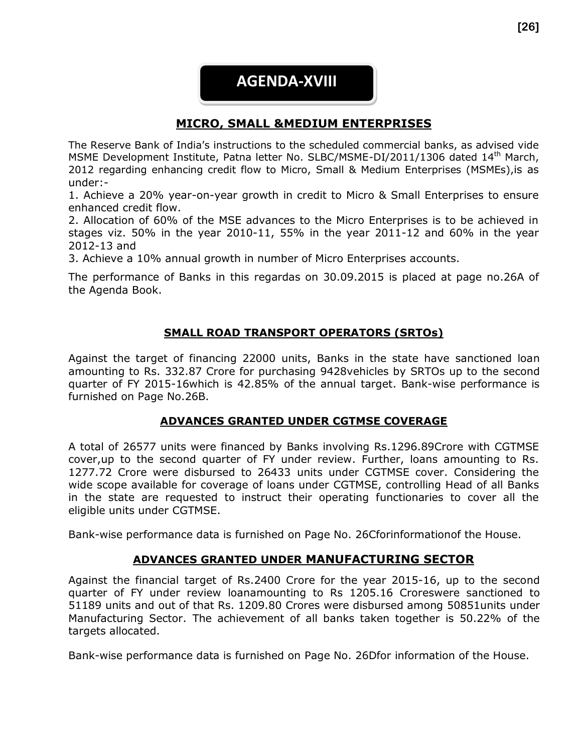# AGENDA-XVIII

## MICRO, SMALL &MEDIUM ENTERPRISES

The Reserve Bank of India's instructions to the scheduled commercial banks, as advised vide MSME Development Institute, Patna letter No. SLBC/MSME-DI/2011/1306 dated 14th March, 2012 regarding enhancing credit flow to Micro, Small & Medium Enterprises (MSMEs),is as under:-

1. Achieve a 20% year-on-year growth in credit to Micro & Small Enterprises to ensure enhanced credit flow.
2. Allocation of 60% of the MSE advances to the Micro Enterprises is to be achieved in stages viz. 50% in the year 2010-11, 55% in the year 2011-12 and 60% in the year 2012-13 and
3. Achieve a 10% annual growth in number of Micro Enterprises accounts.

The performance of Banks in this regardas on 30.09.2015 is placed at page no.26A of the Agenda Book.

## SMALL ROAD TRANSPORT OPERATORS (SRTOs)

Against the target of financing 22000 units, Banks in the state have sanctioned loan amounting to Rs. 332.87 Crore for purchasing 9428vehicles by SRTOs up to the second quarter of FY 2015-16which is 42.85% of the annual target. Bank-wise performance is furnished on Page No.26B.

## ADVANCES GRANTED UNDER CGTMSE COVERAGE

A total of 26577 units were financed by Banks involving Rs.1296.89Crore with CGTMSE cover,up to the second quarter of FY under review. Further, loans amounting to Rs. 1277.72 Crore were disbursed to 26433 units under CGTMSE cover. Considering the wide scope available for coverage of loans under CGTMSE, controlling Head of all Banks in the state are requested to instruct their operating functionaries to cover all the eligible units under CGTMSE.

Bank-wise performance data is furnished on Page No. 26Cforinformationof the House.

## ADVANCES GRANTED UNDER MANUFACTURING SECTOR

Against the financial target of Rs.2400 Crore for the year 2015-16, up to the second quarter of FY under review loanamounting to Rs 1205.16 Croreswere sanctioned to 51189 units and out of that Rs. 1209.80 Crores were disbursed among 50851units under Manufacturing Sector. The achievement of all banks taken together is 50.22% of the targets allocated.

Bank-wise performance data is furnished on Page No. 26Dfor information of the House.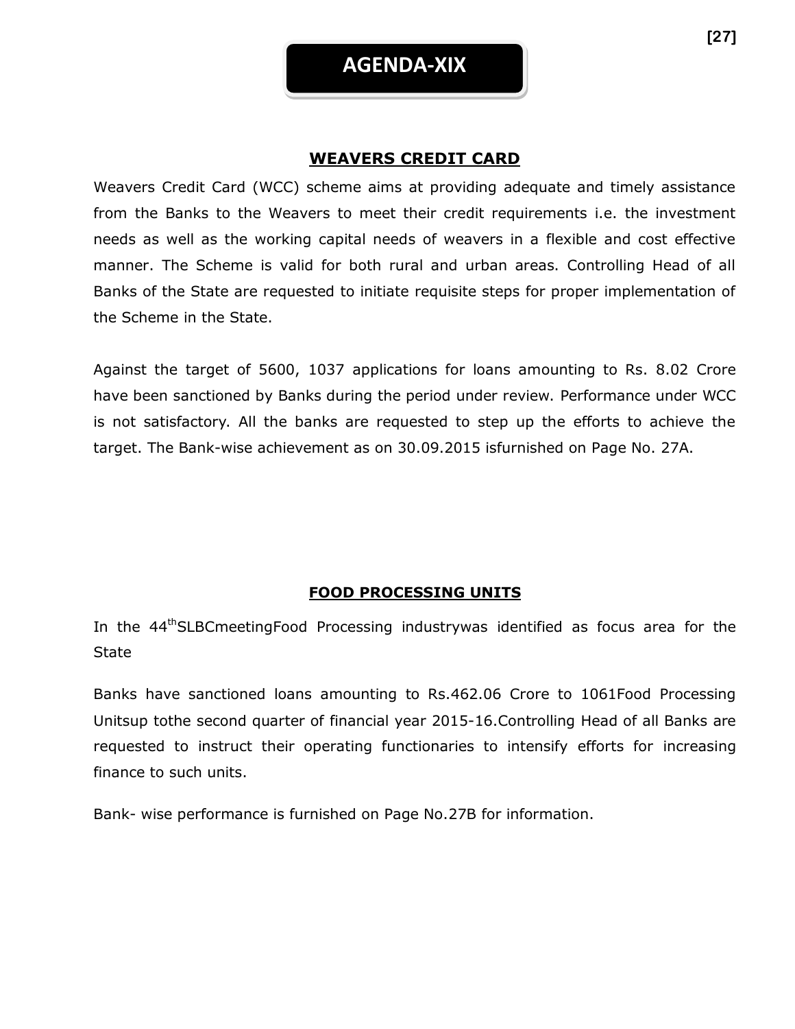# AGENDA-XIX

## WEAVERS CREDIT CARD

Weavers Credit Card (WCC) scheme aims at providing adequate and timely assistance from the Banks to the Weavers to meet their credit requirements i.e. the investment needs as well as the working capital needs of weavers in a flexible and cost effective manner. The Scheme is valid for both rural and urban areas. Controlling Head of all Banks of the State are requested to initiate requisite steps for proper implementation of the Scheme in the State.

Against the target of 5600, 1037 applications for loans amounting to Rs. 8.02 Crore have been sanctioned by Banks during the period under review. Performance under WCC is not satisfactory. All the banks are requested to step up the efforts to achieve the target. The Bank-wise achievement as on 30.09.2015 isfurnished on Page No. 27A.

## FOOD PROCESSING UNITS

In the 44th SLBCmeetingFood Processing industrywas identified as focus area for the State

Banks have sanctioned loans amounting to Rs.462.06 Crore to 1061Food Processing Unitsup tothe second quarter of financial year 2015-16.Controlling Head of all Banks are requested to instruct their operating functionaries to intensify efforts for increasing finance to such units.

Bank- wise performance is furnished on Page No.27B for information.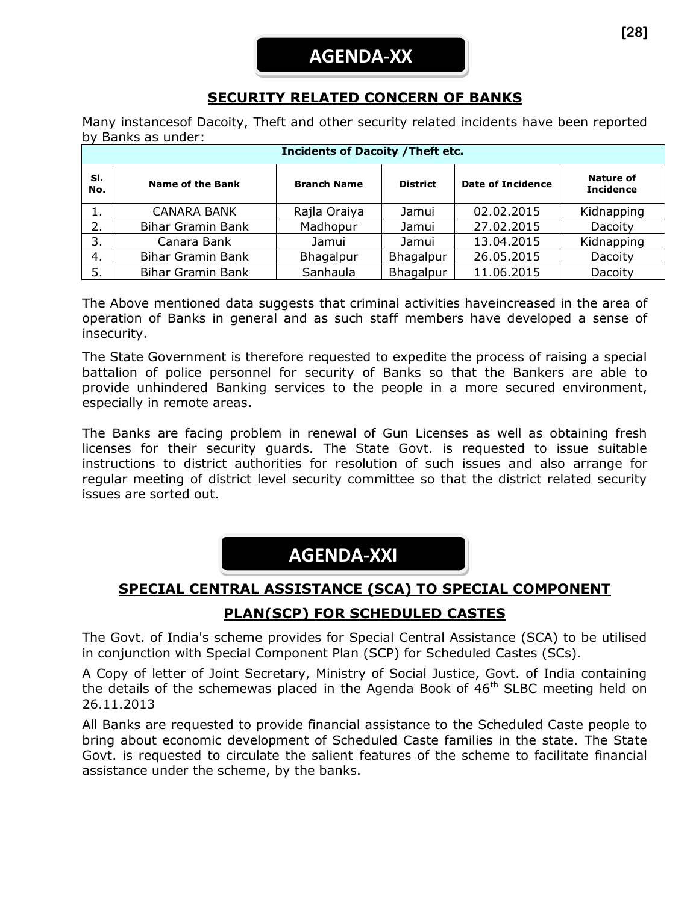# AGENDA-XX

## SECURITY RELATED CONCERN OF BANKS

Many instancesof Dacoity, Theft and other security related incidents have been reported by Banks as under:

| Incidents of Dacoity /Theft etc. | | | | | |
|---|---|---|---|---|---|
| **Sl. No.** | **Name of the Bank** | **Branch Name** | **District** | **Date of Incidence** | **Nature of Incidence** |
| 1. | CANARA BANK | Rajla Oraiya | Jamui | 02.02.2015 | Kidnapping |
| 2. | Bihar Gramin Bank | Madhopur | Jamui | 27.02.2015 | Dacoity |
| 3. | Canara Bank | Jamui | Jamui | 13.04.2015 | Kidnapping |
| 4. | Bihar Gramin Bank | Bhagalpur | Bhagalpur | 26.05.2015 | Dacoity |
| 5. | Bihar Gramin Bank | Sanhaula | Bhagalpur | 11.06.2015 | Dacoity |

The Above mentioned data suggests that criminal activities haveincreased in the area of operation of Banks in general and as such staff members have developed a sense of insecurity.

The State Government is therefore requested to expedite the process of raising a special battalion of police personnel for security of Banks so that the Bankers are able to provide unhindered Banking services to the people in a more secured environment, especially in remote areas.

The Banks are facing problem in renewal of Gun Licenses as well as obtaining fresh licenses for their security guards. The State Govt. is requested to issue suitable instructions to district authorities for resolution of such issues and also arrange for regular meeting of district level security committee so that the district related security issues are sorted out.

# AGENDA-XXI

## SPECIAL CENTRAL ASSISTANCE (SCA) TO SPECIAL COMPONENT PLAN(SCP) FOR SCHEDULED CASTES

The Govt. of India's scheme provides for Special Central Assistance (SCA) to be utilised in conjunction with Special Component Plan (SCP) for Scheduled Castes (SCs).

A Copy of letter of Joint Secretary, Ministry of Social Justice, Govt. of India containing the details of the schemewas placed in the Agenda Book of 46th SLBC meeting held on 26.11.2013

All Banks are requested to provide financial assistance to the Scheduled Caste people to bring about economic development of Scheduled Caste families in the state. The State Govt. is requested to circulate the salient features of the scheme to facilitate financial assistance under the scheme, by the banks.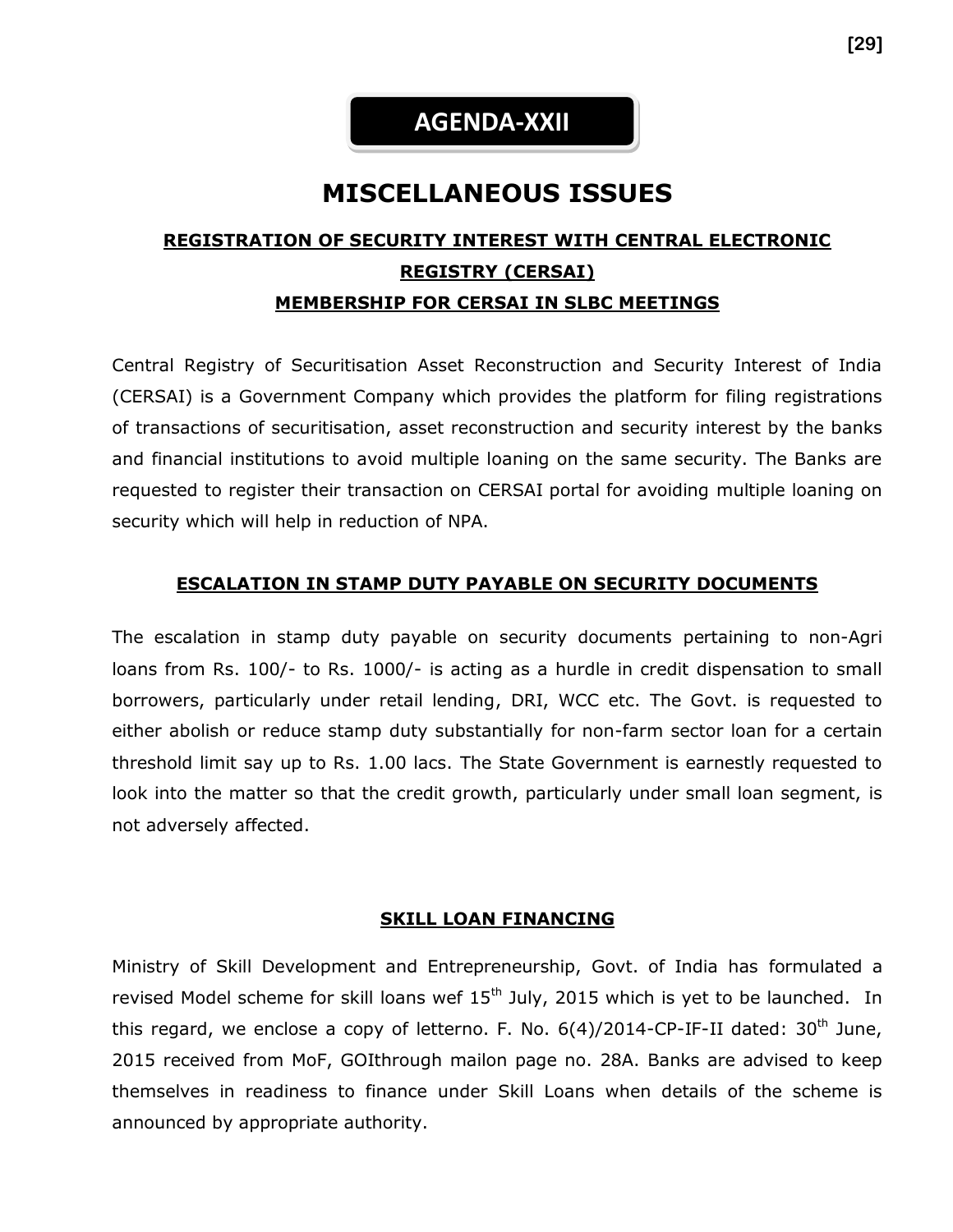# AGENDA-XXII

# MISCELLANEOUS ISSUES

## REGISTRATION OF SECURITY INTEREST WITH CENTRAL ELECTRONIC REGISTRY (CERSAI)

### MEMBERSHIP FOR CERSAI IN SLBC MEETINGS

Central Registry of Securitisation Asset Reconstruction and Security Interest of India (CERSAI) is a Government Company which provides the platform for filing registrations of transactions of securitisation, asset reconstruction and security interest by the banks and financial institutions to avoid multiple loaning on the same security. The Banks are requested to register their transaction on CERSAI portal for avoiding multiple loaning on security which will help in reduction of NPA.

## ESCALATION IN STAMP DUTY PAYABLE ON SECURITY DOCUMENTS

The escalation in stamp duty payable on security documents pertaining to non-Agri loans from Rs. 100/- to Rs. 1000/- is acting as a hurdle in credit dispensation to small borrowers, particularly under retail lending, DRI, WCC etc. The Govt. is requested to either abolish or reduce stamp duty substantially for non-farm sector loan for a certain threshold limit say up to Rs. 1.00 lacs. The State Government is earnestly requested to look into the matter so that the credit growth, particularly under small loan segment, is not adversely affected.

## SKILL LOAN FINANCING

Ministry of Skill Development and Entrepreneurship, Govt. of India has formulated a revised Model scheme for skill loans wef 15th July, 2015 which is yet to be launched. In this regard, we enclose a copy of letterno. F. No. 6(4)/2014-CP-IF-II dated: 30th June, 2015 received from MoF, GOIthrough mailon page no. 28A. Banks are advised to keep themselves in readiness to finance under Skill Loans when details of the scheme is announced by appropriate authority.